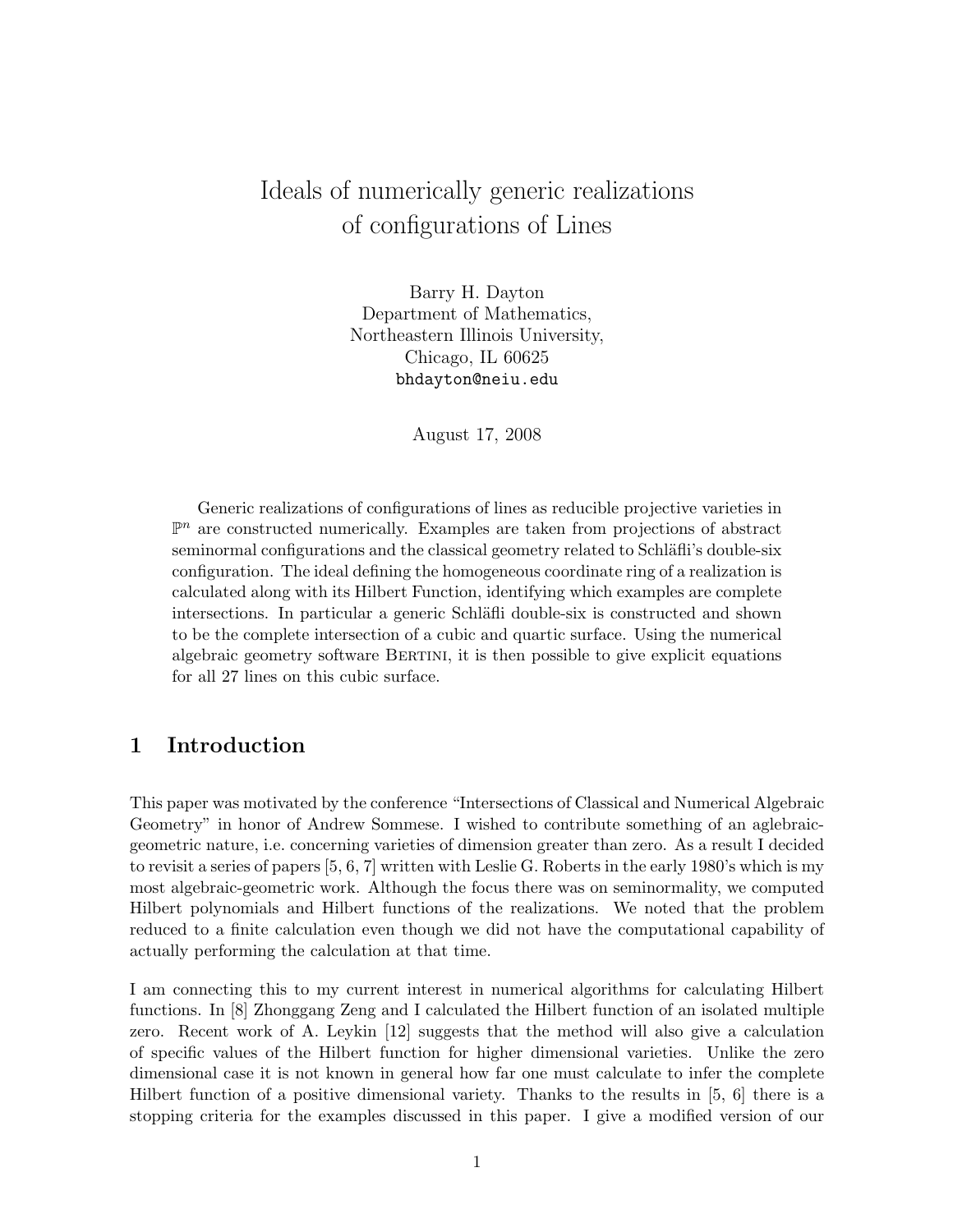# Ideals of numerically generic realizations of configurations of Lines

Barry H. Dayton
Department of Mathematics,
Northeastern Illinois University,
Chicago, IL 60625
bhdayton@neiu.edu

August 17, 2008

Generic realizations of configurations of lines as reducible projective varieties in $\mathbb{P}^n$ are constructed numerically. Examples are taken from projections of abstract seminormal configurations and the classical geometry related to Schläfli's double-six configuration. The ideal defining the homogeneous coordinate ring of a realization is calculated along with its Hilbert Function, identifying which examples are complete intersections. In particular a generic Schläfli double-six is constructed and shown to be the complete intersection of a cubic and quartic surface. Using the numerical algebraic geometry software Bertini, it is then possible to give explicit equations for all 27 lines on this cubic surface.

## 1 Introduction

This paper was motivated by the conference "Intersections of Classical and Numerical Algebraic Geometry" in honor of Andrew Sommese. I wished to contribute something of an aglebraic-geometric nature, i.e. concerning varieties of dimension greater than zero. As a result I decided to revisit a series of papers [5, 6, 7] written with Leslie G. Roberts in the early 1980's which is my most algebraic-geometric work. Although the focus there was on seminormality, we computed Hilbert polynomials and Hilbert functions of the realizations. We noted that the problem reduced to a finite calculation even though we did not have the computational capability of actually performing the calculation at that time.

I am connecting this to my current interest in numerical algorithms for calculating Hilbert functions. In [8] Zhonggang Zeng and I calculated the Hilbert function of an isolated multiple zero. Recent work of A. Leykin [12] suggests that the method will also give a calculation of specific values of the Hilbert function for higher dimensional varieties. Unlike the zero dimensional case it is not known in general how far one must calculate to infer the complete Hilbert function of a positive dimensional variety. Thanks to the results in [5, 6] there is a stopping criteria for the examples discussed in this paper. I give a modified version of our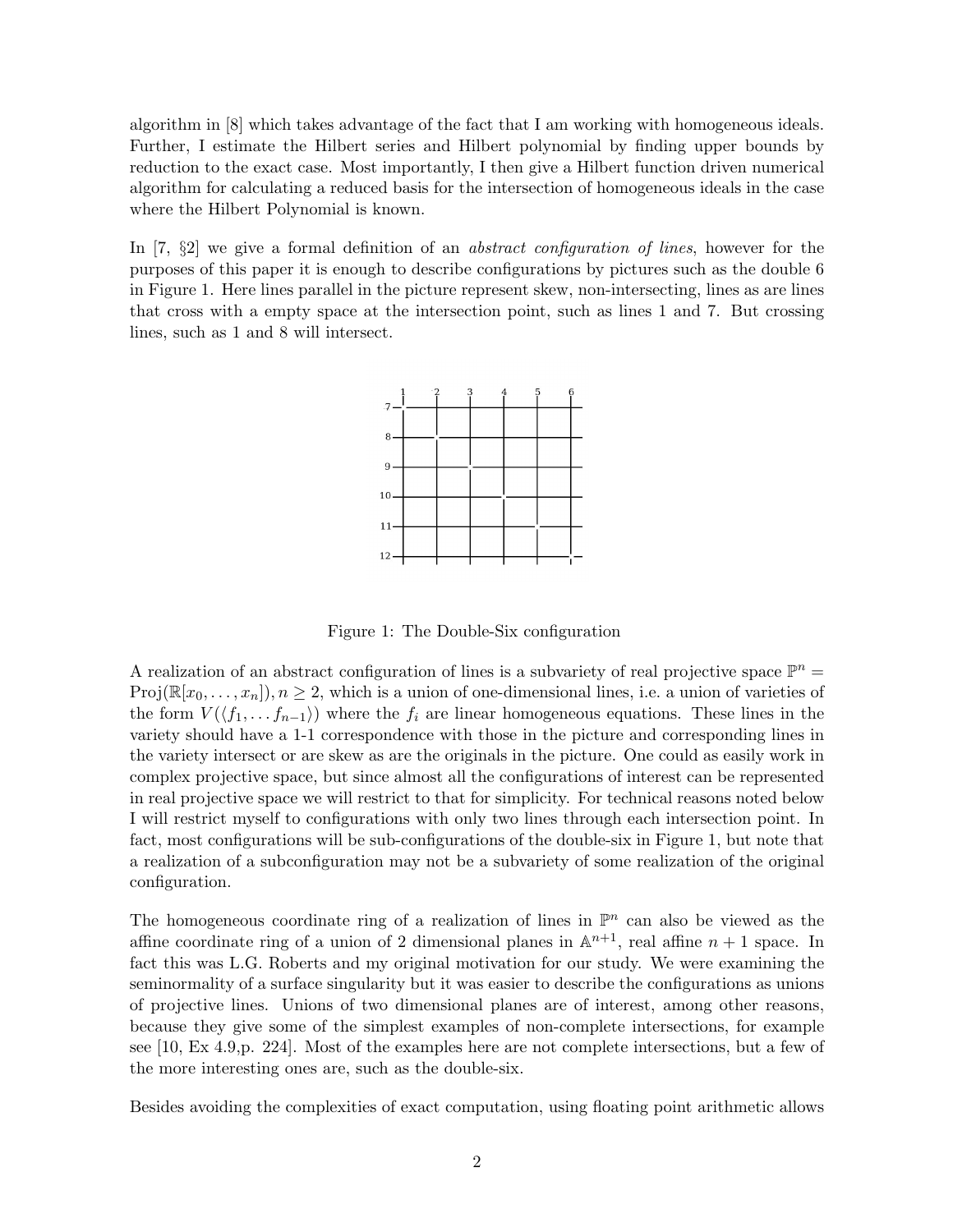algorithm in [8] which takes advantage of the fact that I am working with homogeneous ideals. Further, I estimate the Hilbert series and Hilbert polynomial by finding upper bounds by reduction to the exact case. Most importantly, I then give a Hilbert function driven numerical algorithm for calculating a reduced basis for the intersection of homogeneous ideals in the case where the Hilbert Polynomial is known.

In [7, §2] we give a formal definition of an *abstract configuration of lines*, however for the purposes of this paper it is enough to describe configurations by pictures such as the double 6 in Figure 1. Here lines parallel in the picture represent skew, non-intersecting, lines as are lines that cross with a empty space at the intersection point, such as lines 1 and 7. But crossing lines, such as 1 and 8 will intersect.

Figure 1: The Double-Six configuration

A realization of an abstract configuration of lines is a subvariety of real projective space $\mathbb{P}^n = \mathrm{Proj}(\mathbb{R}[x_0, \ldots, x_n]), n \geq 2$, which is a union of one-dimensional lines, i.e. a union of varieties of the form $V(\langle f_1, \ldots f_{n-1} \rangle)$ where the $f_i$ are linear homogeneous equations. These lines in the variety should have a 1-1 correspondence with those in the picture and corresponding lines in the variety intersect or are skew as are the originals in the picture. One could as easily work in complex projective space, but since almost all the configurations of interest can be represented in real projective space we will restrict to that for simplicity. For technical reasons noted below I will restrict myself to configurations with only two lines through each intersection point. In fact, most configurations will be sub-configurations of the double-six in Figure 1, but note that a realization of a subconfiguration may not be a subvariety of some realization of the original configuration.

The homogeneous coordinate ring of a realization of lines in $\mathbb{P}^n$ can also be viewed as the affine coordinate ring of a union of 2 dimensional planes in $\mathbb{A}^{n+1}$, real affine $n+1$ space. In fact this was L.G. Roberts and my original motivation for our study. We were examining the seminormality of a surface singularity but it was easier to describe the configurations as unions of projective lines. Unions of two dimensional planes are of interest, among other reasons, because they give some of the simplest examples of non-complete intersections, for example see [10, Ex 4.9,p. 224]. Most of the examples here are not complete intersections, but a few of the more interesting ones are, such as the double-six.

Besides avoiding the complexities of exact computation, using floating point arithmetic allows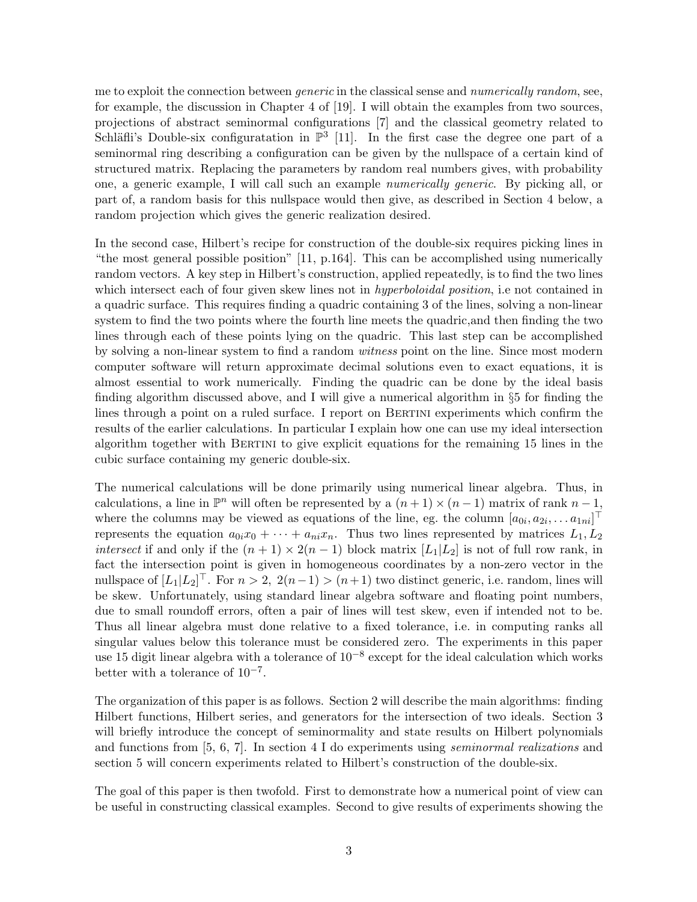me to exploit the connection between *generic* in the classical sense and *numerically random*, see, for example, the discussion in Chapter 4 of [19]. I will obtain the examples from two sources, projections of abstract seminormal configurations [7] and the classical geometry related to Schläfli's Double-six configuratation in $\mathbb{P}^3$ [11]. In the first case the degree one part of a seminormal ring describing a configuration can be given by the nullspace of a certain kind of structured matrix. Replacing the parameters by random real numbers gives, with probability one, a generic example, I will call such an example *numerically generic*. By picking all, or part of, a random basis for this nullspace would then give, as described in Section 4 below, a random projection which gives the generic realization desired.

In the second case, Hilbert's recipe for construction of the double-six requires picking lines in "the most general possible position" [11, p.164]. This can be accomplished using numerically random vectors. A key step in Hilbert's construction, applied repeatedly, is to find the two lines which intersect each of four given skew lines not in *hyperboloidal position*, i.e not contained in a quadric surface. This requires finding a quadric containing 3 of the lines, solving a non-linear system to find the two points where the fourth line meets the quadric,and then finding the two lines through each of these points lying on the quadric. This last step can be accomplished by solving a non-linear system to find a random *witness* point on the line. Since most modern computer software will return approximate decimal solutions even to exact equations, it is almost essential to work numerically. Finding the quadric can be done by the ideal basis finding algorithm discussed above, and I will give a numerical algorithm in §5 for finding the lines through a point on a ruled surface. I report on Bertini experiments which confirm the results of the earlier calculations. In particular I explain how one can use my ideal intersection algorithm together with Bertini to give explicit equations for the remaining 15 lines in the cubic surface containing my generic double-six.

The numerical calculations will be done primarily using numerical linear algebra. Thus, in calculations, a line in $\mathbb{P}^n$ will often be represented by a $(n+1) \times (n-1)$ matrix of rank $n-1$, where the columns may be viewed as equations of the line, eg. the column $[a_{0i}, a_{2i}, \ldots a_{1ni}]^\top$ represents the equation $a_{0i}x_0 + \cdots + a_{ni}x_n$. Thus two lines represented by matrices $L_1, L_2$ *intersect* if and only if the $(n+1) \times 2(n-1)$ block matrix $[L_1|L_2]$ is not of full row rank, in fact the intersection point is given in homogeneous coordinates by a non-zero vector in the nullspace of $[L_1|L_2]^\top$. For $n > 2$, $2(n-1) > (n+1)$ two distinct generic, i.e. random, lines will be skew. Unfortunately, using standard linear algebra software and floating point numbers, due to small roundoff errors, often a pair of lines will test skew, even if intended not to be. Thus all linear algebra must done relative to a fixed tolerance, i.e. in computing ranks all singular values below this tolerance must be considered zero. The experiments in this paper use 15 digit linear algebra with a tolerance of $10^{-8}$ except for the ideal calculation which works better with a tolerance of $10^{-7}$.

The organization of this paper is as follows. Section 2 will describe the main algorithms: finding Hilbert functions, Hilbert series, and generators for the intersection of two ideals. Section 3 will briefly introduce the concept of seminormality and state results on Hilbert polynomials and functions from [5, 6, 7]. In section 4 I do experiments using *seminormal realizations* and section 5 will concern experiments related to Hilbert's construction of the double-six.

The goal of this paper is then twofold. First to demonstrate how a numerical point of view can be useful in constructing classical examples. Second to give results of experiments showing the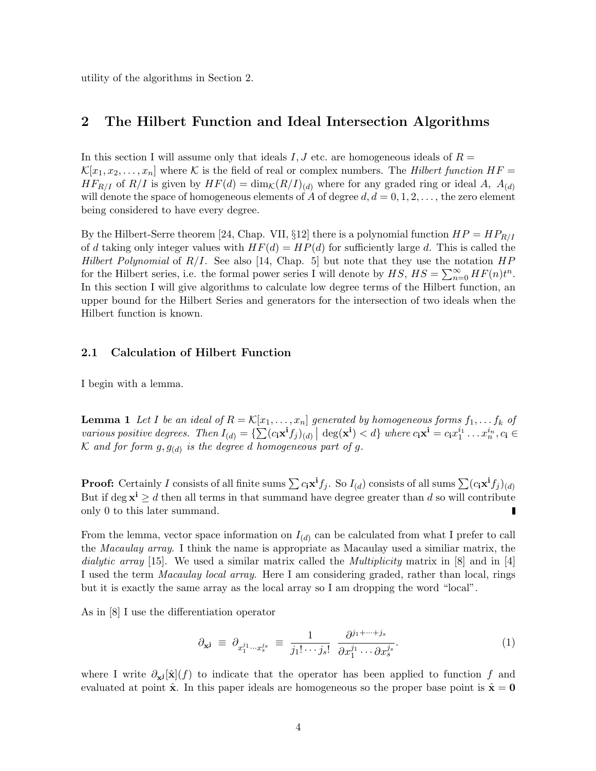utility of the algorithms in Section 2.

## 2 The Hilbert Function and Ideal Intersection Algorithms

In this section I will assume only that ideals $I, J$ etc. are homogeneous ideals of $R = \mathcal{K}[x_1, x_2, \ldots, x_n]$ where $\mathcal{K}$ is the field of real or complex numbers. The *Hilbert function* $HF = HF_{R/I}$ of $R/I$ is given by $HF(d) = \dim_{\mathcal{K}}(R/I)_{(d)}$ where for any graded ring or ideal $A$, $A_{(d)}$ will denote the space of homogeneous elements of $A$ of degree $d$, $d = 0, 1, 2, \ldots$, the zero element being considered to have every degree.

By the Hilbert-Serre theorem [24, Chap. VII, §12] there is a polynomial function $HP = HP_{R/I}$ of $d$ taking only integer values with $HF(d) = HP(d)$ for sufficiently large $d$. This is called the *Hilbert Polynomial* of $R/I$. See also [14, Chap. 5] but note that they use the notation $HP$ for the Hilbert series, i.e. the formal power series I will denote by $HS$, $HS = \sum_{n=0}^{\infty} HF(n)t^n$. In this section I will give algorithms to calculate low degree terms of the Hilbert function, an upper bound for the Hilbert Series and generators for the intersection of two ideals when the Hilbert function is known.

### 2.1 Calculation of Hilbert Function

I begin with a lemma.

**Lemma 1** *Let $I$ be an ideal of $R = \mathcal{K}[x_1, \ldots, x_n]$ generated by homogeneous forms $f_1, \ldots f_k$ of various positive degrees. Then $I_{(d)} = \{\sum (c_{\mathbf{i}}\mathbf{x}^{\mathbf{i}} f_j)_{(d)} \mid \deg(\mathbf{x}^{\mathbf{i}}) < d\}$ where $c_{\mathbf{i}}\mathbf{x}^{\mathbf{i}} = c_{\mathbf{i}} x_1^{i_1} \ldots x_n^{i_n}, c_{\mathbf{i}} \in \mathcal{K}$ and for form $g, g_{(d)}$ is the degree $d$ homogeneous part of $g$.*

**Proof:** Certainly $I$ consists of all finite sums $\sum c_{\mathbf{i}}\mathbf{x}^{\mathbf{i}} f_j$. So $I_{(d)}$ consists of all sums $\sum (c_{\mathbf{i}}\mathbf{x}^{\mathbf{i}} f_j)_{(d)}$ But if $\deg \mathbf{x}^{\mathbf{i}} \geq d$ then all terms in that summand have degree greater than $d$ so will contribute only 0 to this later summand. ∎

From the lemma, vector space information on $I_{(d)}$ can be calculated from what I prefer to call the *Macaulay array*. I think the name is appropriate as Macaulay used a similiar matrix, the *dialytic array* [15]. We used a similar matrix called the *Multiplicity* matrix in [8] and in [4] I used the term *Macaulay local array*. Here I am considering graded, rather than local, rings but it is exactly the same array as the local array so I am dropping the word "local".

As in [8] I use the differentiation operator

$$\partial_{\mathbf{x}^{\mathbf{j}}} \equiv \partial_{x_1^{j_1} \cdots x_s^{j_s}} \equiv \frac{1}{j_1! \cdots j_s!} \frac{\partial^{j_1 + \cdots + j_s}}{\partial x_1^{j_1} \cdots \partial x_s^{j_s}}. \tag{1}$$

where I write $\partial_{\mathbf{x}^{\mathbf{j}}}[\hat{\mathbf{x}}](f)$ to indicate that the operator has been applied to function $f$ and evaluated at point $\hat{\mathbf{x}}$. In this paper ideals are homogeneous so the proper base point is $\hat{\mathbf{x}} = \mathbf{0}$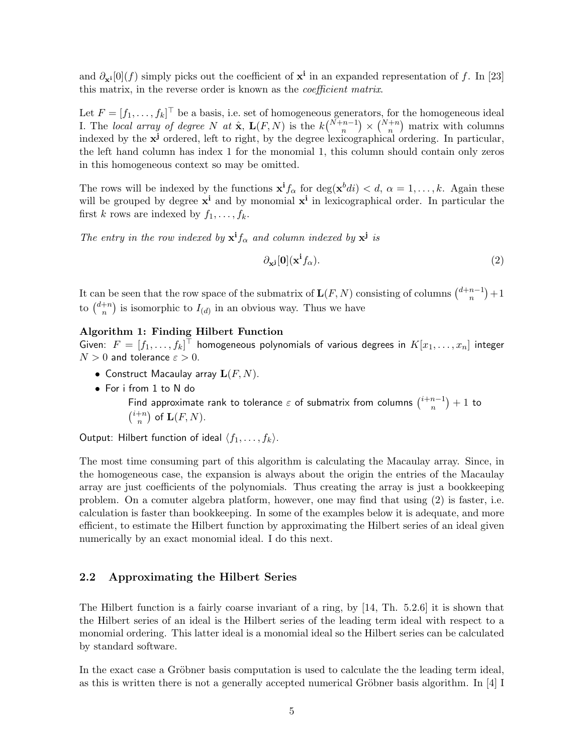and $\partial_{\mathbf{x}^{\mathbf{i}}}[0](f)$ simply picks out the coefficient of $\mathbf{x}^{\mathbf{i}}$ in an expanded representation of $f$. In [23] this matrix, in the reverse order is known as the *coefficient matrix*.

Let $F = [f_1, \ldots, f_k]^\top$ be a basis, i.e. set of homogeneous generators, for the homogeneous ideal I. The *local array of degree N at* $\hat{\mathbf{x}}$, $\mathbf{L}(F, N)$ is the $k\binom{N+n-1}{n} \times \binom{N+n}{n}$ matrix with columns indexed by the $\mathbf{x}^{\mathbf{j}}$ ordered, left to right, by the degree lexicographical ordering. In particular, the left hand column has index 1 for the monomial 1, this column should contain only zeros in this homogeneous context so may be omitted.

The rows will be indexed by the functions $\mathbf{x}^{\mathbf{i}} f_\alpha$ for $\deg(\mathbf{x}^b di) < d$, $\alpha = 1, \ldots, k$. Again these will be grouped by degree $\mathbf{x}^{\mathbf{i}}$ and by monomial $\mathbf{x}^{\mathbf{i}}$ in lexicographical order. In particular the first $k$ rows are indexed by $f_1, \ldots, f_k$.

*The entry in the row indexed by* $\mathbf{x}^{\mathbf{i}} f_\alpha$ *and column indexed by* $\mathbf{x}^{\mathbf{j}}$ *is*

$$\partial_{\mathbf{x}^{\mathbf{j}}}[\mathbf{0}](\mathbf{x}^{\mathbf{i}} f_\alpha). \tag{2}$$

It can be seen that the row space of the submatrix of $\mathbf{L}(F, N)$ consisting of columns $\binom{d+n-1}{n} + 1$ to $\binom{d+n}{n}$ is isomorphic to $I_{(d)}$ in an obvious way. Thus we have

**Algorithm 1: Finding Hilbert Function**
Given: $F = [f_1, \ldots, f_k]^\top$ homogeneous polynomials of various degrees in $K[x_1, \ldots, x_n]$ integer $N > 0$ and tolerance $\varepsilon > 0$.

- Construct Macaulay array $\mathbf{L}(F, N)$.
- For i from 1 to N do
  Find approximate rank to tolerance $\varepsilon$ of submatrix from columns $\binom{i+n-1}{n} + 1$ to $\binom{i+n}{n}$ of $\mathbf{L}(F, N)$.

Output: Hilbert function of ideal $\langle f_1, \ldots, f_k \rangle$.

The most time consuming part of this algorithm is calculating the Macaulay array. Since, in the homogeneous case, the expansion is always about the origin the entries of the Macaulay array are just coefficients of the polynomials. Thus creating the array is just a bookkeeping problem. On a comuter algebra platform, however, one may find that using (2) is faster, i.e. calculation is faster than bookkeeping. In some of the examples below it is adequate, and more efficient, to estimate the Hilbert function by approximating the Hilbert series of an ideal given numerically by an exact monomial ideal. I do this next.

## 2.2 Approximating the Hilbert Series

The Hilbert function is a fairly coarse invariant of a ring, by [14, Th. 5.2.6] it is shown that the Hilbert series of an ideal is the Hilbert series of the leading term ideal with respect to a monomial ordering. This latter ideal is a monomial ideal so the Hilbert series can be calculated by standard software.

In the exact case a Gröbner basis computation is used to calculate the the leading term ideal, as this is written there is not a generally accepted numerical Gröbner basis algorithm. In [4] I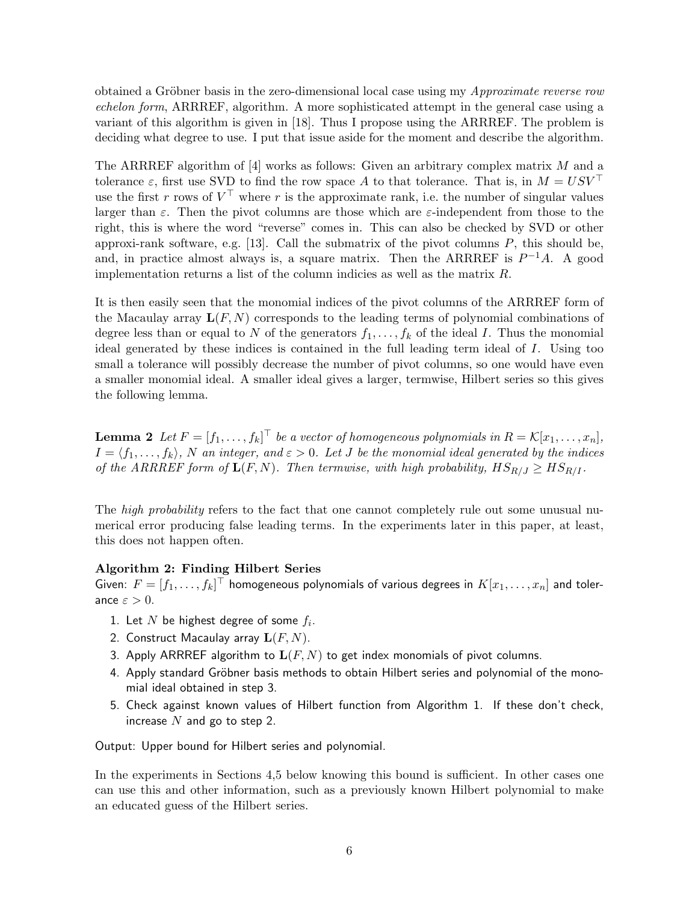obtained a Gröbner basis in the zero-dimensional local case using my *Approximate reverse row echelon form*, ARRREF, algorithm. A more sophisticated attempt in the general case using a variant of this algorithm is given in [18]. Thus I propose using the ARRREF. The problem is deciding what degree to use. I put that issue aside for the moment and describe the algorithm.

The ARRREF algorithm of [4] works as follows: Given an arbitrary complex matrix $M$ and a tolerance $\varepsilon$, first use SVD to find the row space $A$ to that tolerance. That is, in $M = USV^\top$ use the first $r$ rows of $V^\top$ where $r$ is the approximate rank, i.e. the number of singular values larger than $\varepsilon$. Then the pivot columns are those which are $\varepsilon$-independent from those to the right, this is where the word "reverse" comes in. This can also be checked by SVD or other approxi-rank software, e.g. [13]. Call the submatrix of the pivot columns $P$, this should be, and, in practice almost always is, a square matrix. Then the ARRREF is $P^{-1}A$. A good implementation returns a list of the column indicies as well as the matrix $R$.

It is then easily seen that the monomial indices of the pivot columns of the ARRREF form of the Macaulay array $\mathbf{L}(F, N)$ corresponds to the leading terms of polynomial combinations of degree less than or equal to $N$ of the generators $f_1, \ldots, f_k$ of the ideal $I$. Thus the monomial ideal generated by these indices is contained in the full leading term ideal of $I$. Using too small a tolerance will possibly decrease the number of pivot columns, so one would have even a smaller monomial ideal. A smaller ideal gives a larger, termwise, Hilbert series so this gives the following lemma.

**Lemma 2** *Let $F = [f_1, \ldots, f_k]^\top$ be a vector of homogeneous polynomials in $R = \mathcal{K}[x_1, \ldots, x_n]$, $I = \langle f_1, \ldots, f_k \rangle$, $N$ an integer, and $\varepsilon > 0$. Let $J$ be the monomial ideal generated by the indices of the ARRREF form of $\mathbf{L}(F, N)$. Then termwise, with high probability, $HS_{R/J} \geq HS_{R/I}$.*

The *high probability* refers to the fact that one cannot completely rule out some unusual numerical error producing false leading terms. In the experiments later in this paper, at least, this does not happen often.

**Algorithm 2: Finding Hilbert Series**

Given: $F = [f_1, \ldots, f_k]^\top$ homogeneous polynomials of various degrees in $K[x_1, \ldots, x_n]$ and tolerance $\varepsilon > 0$.

1. Let $N$ be highest degree of some $f_i$.
2. Construct Macaulay array $\mathbf{L}(F, N)$.
3. Apply ARRREF algorithm to $\mathbf{L}(F, N)$ to get index monomials of pivot columns.
4. Apply standard Gröbner basis methods to obtain Hilbert series and polynomial of the monomial ideal obtained in step 3.
5. Check against known values of Hilbert function from Algorithm 1. If these don't check, increase $N$ and go to step 2.

Output: Upper bound for Hilbert series and polynomial.

In the experiments in Sections 4,5 below knowing this bound is sufficient. In other cases one can use this and other information, such as a previously known Hilbert polynomial to make an educated guess of the Hilbert series.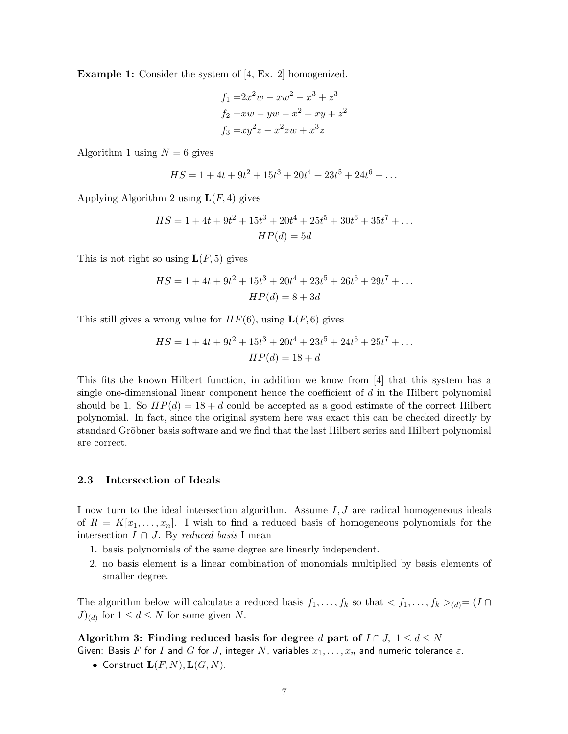**Example 1:** Consider the system of [4, Ex. 2] homogenized.

$$
\begin{aligned}
f_1 &= 2x^2w - xw^2 - x^3 + z^3 \\
f_2 &= xw - yw - x^2 + xy + z^2 \\
f_3 &= xy^2z - x^2zw + x^3z
\end{aligned}
$$

Algorithm 1 using $N = 6$ gives

$$HS = 1 + 4t + 9t^2 + 15t^3 + 20t^4 + 23t^5 + 24t^6 + \dots$$

Applying Algorithm 2 using $\mathbf{L}(F, 4)$ gives

$$HS = 1 + 4t + 9t^2 + 15t^3 + 20t^4 + 25t^5 + 30t^6 + 35t^7 + \dots$$

$$HP(d) = 5d$$

This is not right so using $\mathbf{L}(F, 5)$ gives

$$HS = 1 + 4t + 9t^2 + 15t^3 + 20t^4 + 23t^5 + 26t^6 + 29t^7 + \dots$$

$$HP(d) = 8 + 3d$$

This still gives a wrong value for $HF(6)$, using $\mathbf{L}(F, 6)$ gives

$$HS = 1 + 4t + 9t^2 + 15t^3 + 20t^4 + 23t^5 + 24t^6 + 25t^7 + \dots$$

$$HP(d) = 18 + d$$

This fits the known Hilbert function, in addition we know from [4] that this system has a single one-dimensional linear component hence the coefficient of $d$ in the Hilbert polynomial should be 1. So $HP(d) = 18 + d$ could be accepted as a good estimate of the correct Hilbert polynomial. In fact, since the original system here was exact this can be checked directly by standard Gröbner basis software and we find that the last Hilbert series and Hilbert polynomial are correct.

### 2.3 Intersection of Ideals

I now turn to the ideal intersection algorithm. Assume $I, J$ are radical homogeneous ideals of $R = K[x_1, \dots, x_n]$. I wish to find a reduced basis of homogeneous polynomials for the intersection $I \cap J$. By *reduced basis* I mean

1. basis polynomials of the same degree are linearly independent.
2. no basis element is a linear combination of monomials multiplied by basis elements of smaller degree.

The algorithm below will calculate a reduced basis $f_1, \dots, f_k$ so that $< f_1, \dots, f_k >_{(d)} = (I \cap J)_{(d)}$ for $1 \leq d \leq N$ for some given $N$.

**Algorithm 3: Finding reduced basis for degree $d$ part of $I \cap J$, $1 \leq d \leq N$**
Given: Basis $F$ for $I$ and $G$ for $J$, integer $N$, variables $x_1, \dots, x_n$ and numeric tolerance $\varepsilon$.

- Construct $\mathbf{L}(F, N), \mathbf{L}(G, N)$.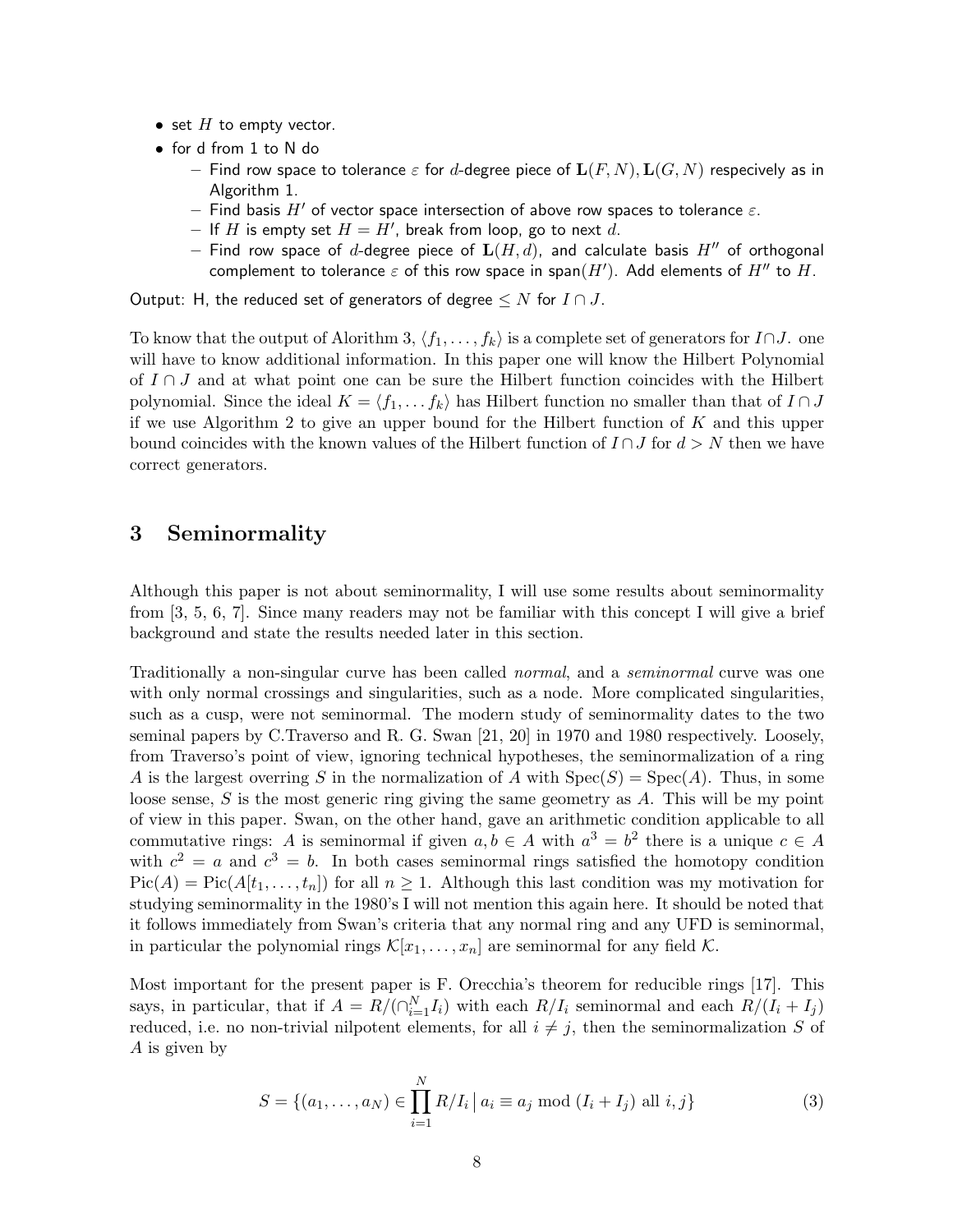- set $H$ to empty vector.
- for d from 1 to N do
  - Find row space to tolerance $\varepsilon$ for $d$-degree piece of $\mathbf{L}(F, N), \mathbf{L}(G, N)$ respecively as in Algorithm 1.
  - Find basis $H'$ of vector space intersection of above row spaces to tolerance $\varepsilon$.
  - If $H$ is empty set $H = H'$, break from loop, go to next $d$.
  - Find row space of $d$-degree piece of $\mathbf{L}(H, d)$, and calculate basis $H''$ of orthogonal complement to tolerance $\varepsilon$ of this row space in span$(H')$. Add elements of $H''$ to $H$.

Output: H, the reduced set of generators of degree $\leq N$ for $I \cap J$.

To know that the output of Alorithm 3, $\langle f_1, \ldots, f_k \rangle$ is a complete set of generators for $I \cap J$. one will have to know additional information. In this paper one will know the Hilbert Polynomial of $I \cap J$ and at what point one can be sure the Hilbert function coincides with the Hilbert polynomial. Since the ideal $K = \langle f_1, \ldots f_k \rangle$ has Hilbert function no smaller than that of $I \cap J$ if we use Algorithm 2 to give an upper bound for the Hilbert function of $K$ and this upper bound coincides with the known values of the Hilbert function of $I \cap J$ for $d > N$ then we have correct generators.

## 3 Seminormality

Although this paper is not about seminormality, I will use some results about seminormality from [3, 5, 6, 7]. Since many readers may not be familiar with this concept I will give a brief background and state the results needed later in this section.

Traditionally a non-singular curve has been called *normal*, and a *seminormal* curve was one with only normal crossings and singularities, such as a node. More complicated singularities, such as a cusp, were not seminormal. The modern study of seminormality dates to the two seminal papers by C.Traverso and R. G. Swan [21, 20] in 1970 and 1980 respectively. Loosely, from Traverso's point of view, ignoring technical hypotheses, the seminormalization of a ring $A$ is the largest overring $S$ in the normalization of $A$ with $\mathrm{Spec}(S) = \mathrm{Spec}(A)$. Thus, in some loose sense, $S$ is the most generic ring giving the same geometry as $A$. This will be my point of view in this paper. Swan, on the other hand, gave an arithmetic condition applicable to all commutative rings: $A$ is seminormal if given $a, b \in A$ with $a^3 = b^2$ there is a unique $c \in A$ with $c^2 = a$ and $c^3 = b$. In both cases seminormal rings satisfied the homotopy condition $\mathrm{Pic}(A) = \mathrm{Pic}(A[t_1, \ldots, t_n])$ for all $n \geq 1$. Although this last condition was my motivation for studying seminormality in the 1980's I will not mention this again here. It should be noted that it follows immediately from Swan's criteria that any normal ring and any UFD is seminormal, in particular the polynomial rings $\mathcal{K}[x_1, \ldots, x_n]$ are seminormal for any field $\mathcal{K}$.

Most important for the present paper is F. Orecchia's theorem for reducible rings [17]. This says, in particular, that if $A = R/(\cap_{i=1}^N I_i)$ with each $R/I_i$ seminormal and each $R/(I_i + I_j)$ reduced, i.e. no non-trivial nilpotent elements, for all $i \neq j$, then the seminormalization $S$ of $A$ is given by

$$S = \{(a_1, \ldots, a_N) \in \prod_{i=1}^N R/I_i \,|\, a_i \equiv a_j \bmod (I_i + I_j) \text{ all } i, j\} \tag{3}$$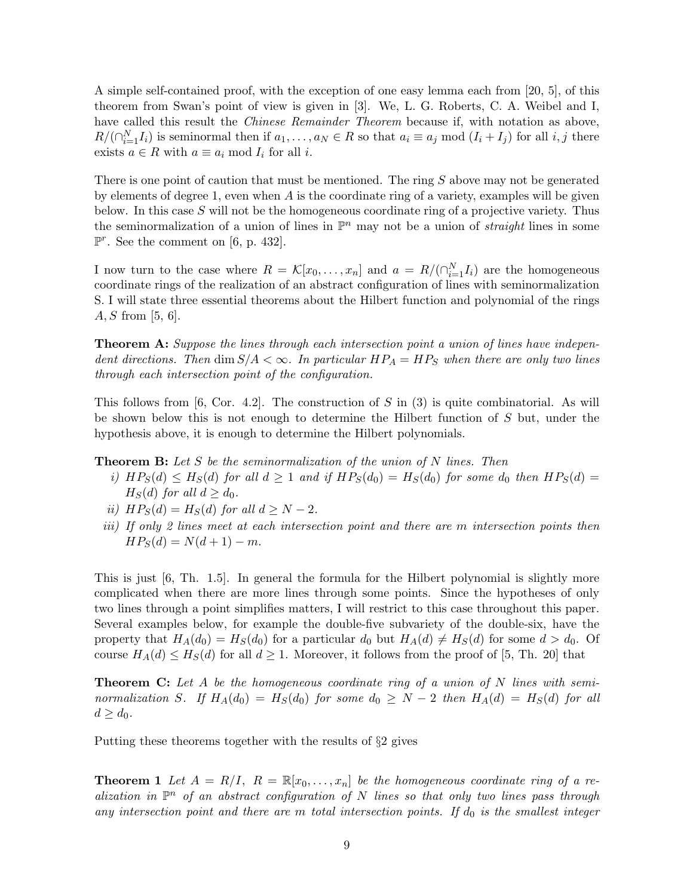A simple self-contained proof, with the exception of one easy lemma each from [20, 5], of this theorem from Swan's point of view is given in [3]. We, L. G. Roberts, C. A. Weibel and I, have called this result the *Chinese Remainder Theorem* because if, with notation as above, $R/(\cap_{i=1}^N I_i)$ is seminormal then if $a_1, \ldots, a_N \in R$ so that $a_i \equiv a_j \bmod (I_i + I_j)$ for all $i, j$ there exists $a \in R$ with $a \equiv a_i \bmod I_i$ for all $i$.

There is one point of caution that must be mentioned. The ring $S$ above may not be generated by elements of degree 1, even when $A$ is the coordinate ring of a variety, examples will be given below. In this case $S$ will not be the homogeneous coordinate ring of a projective variety. Thus the seminormalization of a union of lines in $\mathbb{P}^n$ may not be a union of *straight* lines in some $\mathbb{P}^r$. See the comment on [6, p. 432].

I now turn to the case where $R = \mathcal{K}[x_0, \ldots, x_n]$ and $a = R/(\cap_{i=1}^N I_i)$ are the homogeneous coordinate rings of the realization of an abstract configuration of lines with seminormalization S. I will state three essential theorems about the Hilbert function and polynomial of the rings $A, S$ from [5, 6].

**Theorem A:** *Suppose the lines through each intersection point a union of lines have independent directions. Then* $\dim S/A < \infty$. *In particular* $HP_A = HP_S$ *when there are only two lines through each intersection point of the configuration.*

This follows from [6, Cor. 4.2]. The construction of $S$ in (3) is quite combinatorial. As will be shown below this is not enough to determine the Hilbert function of $S$ but, under the hypothesis above, it is enough to determine the Hilbert polynomials.

**Theorem B:** *Let $S$ be the seminormalization of the union of $N$ lines. Then*

*i)* $HP_S(d) \leq H_S(d)$ *for all* $d \geq 1$ *and if* $HP_S(d_0) = H_S(d_0)$ *for some* $d_0$ *then* $HP_S(d) = H_S(d)$ *for all* $d \geq d_0$.

*ii)* $HP_S(d) = H_S(d)$ *for all* $d \geq N - 2$.

*iii) If only 2 lines meet at each intersection point and there are $m$ intersection points then* $HP_S(d) = N(d + 1) - m$.

This is just [6, Th. 1.5]. In general the formula for the Hilbert polynomial is slightly more complicated when there are more lines through some points. Since the hypotheses of only two lines through a point simplifies matters, I will restrict to this case throughout this paper. Several examples below, for example the double-five subvariety of the double-six, have the property that $H_A(d_0) = H_S(d_0)$ for a particular $d_0$ but $H_A(d) \neq H_S(d)$ for some $d > d_0$. Of course $H_A(d) \leq H_S(d)$ for all $d \geq 1$. Moreover, it follows from the proof of [5, Th. 20] that

**Theorem C:** *Let $A$ be the homogeneous coordinate ring of a union of $N$ lines with seminormalization $S$. If* $H_A(d_0) = H_S(d_0)$ *for some* $d_0 \geq N - 2$ *then* $H_A(d) = H_S(d)$ *for all* $d \geq d_0$.

Putting these theorems together with the results of §2 gives

**Theorem 1** *Let* $A = R/I,\ R = \mathbb{R}[x_0, \ldots, x_n]$ *be the homogeneous coordinate ring of a realization in* $\mathbb{P}^n$ *of an abstract configuration of $N$ lines so that only two lines pass through any intersection point and there are $m$ total intersection points. If $d_0$ is the smallest integer*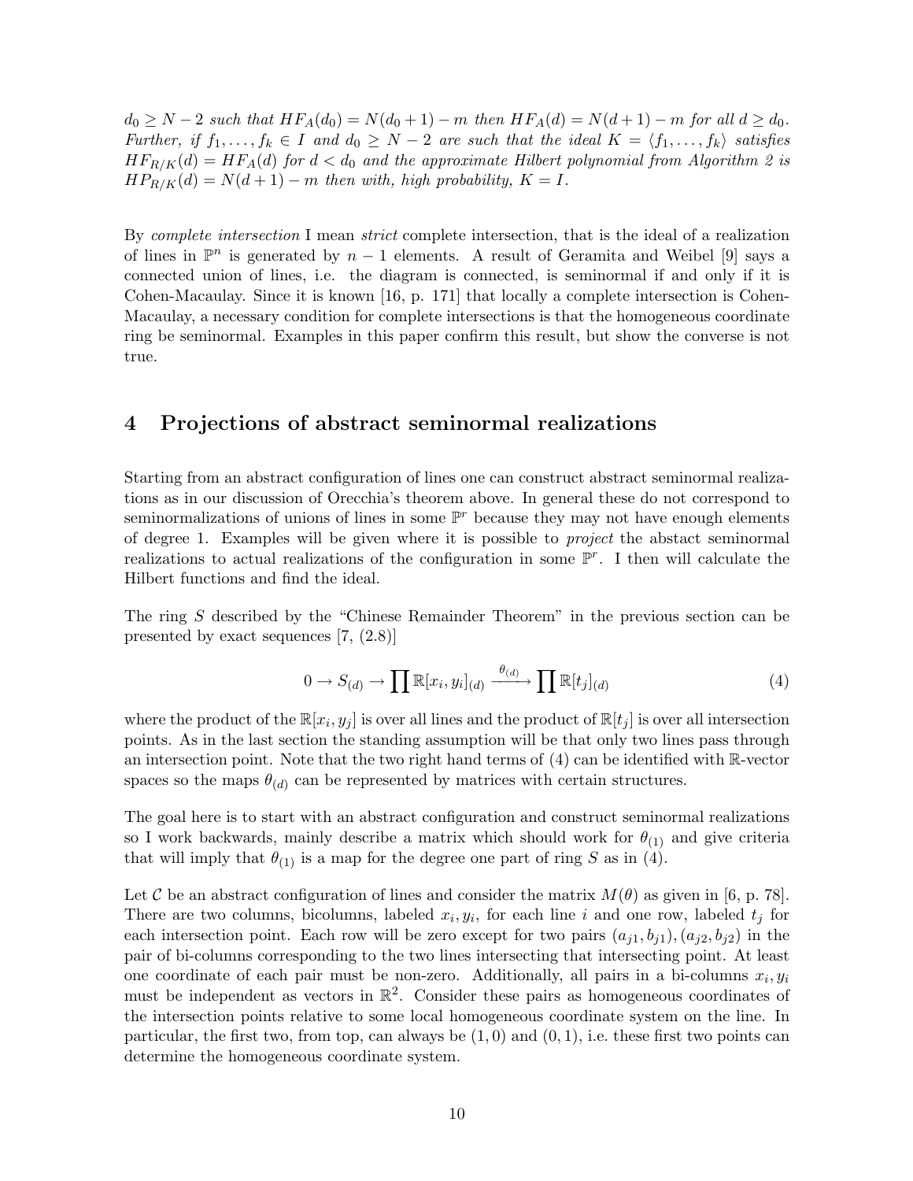*$d_0 \geq N-2$ such that $HF_A(d_0) = N(d_0+1) - m$ then $HF_A(d) = N(d+1) - m$ for all $d \geq d_0$. Further, if $f_1, \ldots, f_k \in I$ and $d_0 \geq N-2$ are such that the ideal $K = \langle f_1, \ldots, f_k \rangle$ satisfies $HF_{R/K}(d) = HF_A(d)$ for $d < d_0$ and the approximate Hilbert polynomial from Algorithm 2 is $HP_{R/K}(d) = N(d+1) - m$ then with, high probability, $K = I$.*

By *complete intersection* I mean *strict* complete intersection, that is the ideal of a realization of lines in $\mathbb{P}^n$ is generated by $n-1$ elements. A result of Geramita and Weibel [9] says a connected union of lines, i.e. the diagram is connected, is seminormal if and only if it is Cohen-Macaulay. Since it is known [16, p. 171] that locally a complete intersection is Cohen-Macaulay, a necessary condition for complete intersections is that the homogeneous coordinate ring be seminormal. Examples in this paper confirm this result, but show the converse is not true.

## 4 Projections of abstract seminormal realizations

Starting from an abstract configuration of lines one can construct abstract seminormal realizations as in our discussion of Orecchia's theorem above. In general these do not correspond to seminormalizations of unions of lines in some $\mathbb{P}^r$ because they may not have enough elements of degree 1. Examples will be given where it is possible to *project* the abstact seminormal realizations to actual realizations of the configuration in some $\mathbb{P}^r$. I then will calculate the Hilbert functions and find the ideal.

The ring $S$ described by the "Chinese Remainder Theorem" in the previous section can be presented by exact sequences [7, (2.8)]

$$0 \to S_{(d)} \to \prod \mathbb{R}[x_i, y_i]_{(d)} \xrightarrow{\theta_{(d)}} \prod \mathbb{R}[t_j]_{(d)} \tag{4}$$

where the product of the $\mathbb{R}[x_i, y_j]$ is over all lines and the product of $\mathbb{R}[t_j]$ is over all intersection points. As in the last section the standing assumption will be that only two lines pass through an intersection point. Note that the two right hand terms of (4) can be identified with $\mathbb{R}$-vector spaces so the maps $\theta_{(d)}$ can be represented by matrices with certain structures.

The goal here is to start with an abstract configuration and construct seminormal realizations so I work backwards, mainly describe a matrix which should work for $\theta_{(1)}$ and give criteria that will imply that $\theta_{(1)}$ is a map for the degree one part of ring $S$ as in (4).

Let $\mathcal{C}$ be an abstract configuration of lines and consider the matrix $M(\theta)$ as given in [6, p. 78]. There are two columns, bicolumns, labeled $x_i, y_i$, for each line $i$ and one row, labeled $t_j$ for each intersection point. Each row will be zero except for two pairs $(a_{j1}, b_{j1}), (a_{j2}, b_{j2})$ in the pair of bi-columns corresponding to the two lines intersecting that intersecting point. At least one coordinate of each pair must be non-zero. Additionally, all pairs in a bi-columns $x_i, y_i$ must be independent as vectors in $\mathbb{R}^2$. Consider these pairs as homogeneous coordinates of the intersection points relative to some local homogeneous coordinate system on the line. In particular, the first two, from top, can always be $(1, 0)$ and $(0, 1)$, i.e. these first two points can determine the homogeneous coordinate system.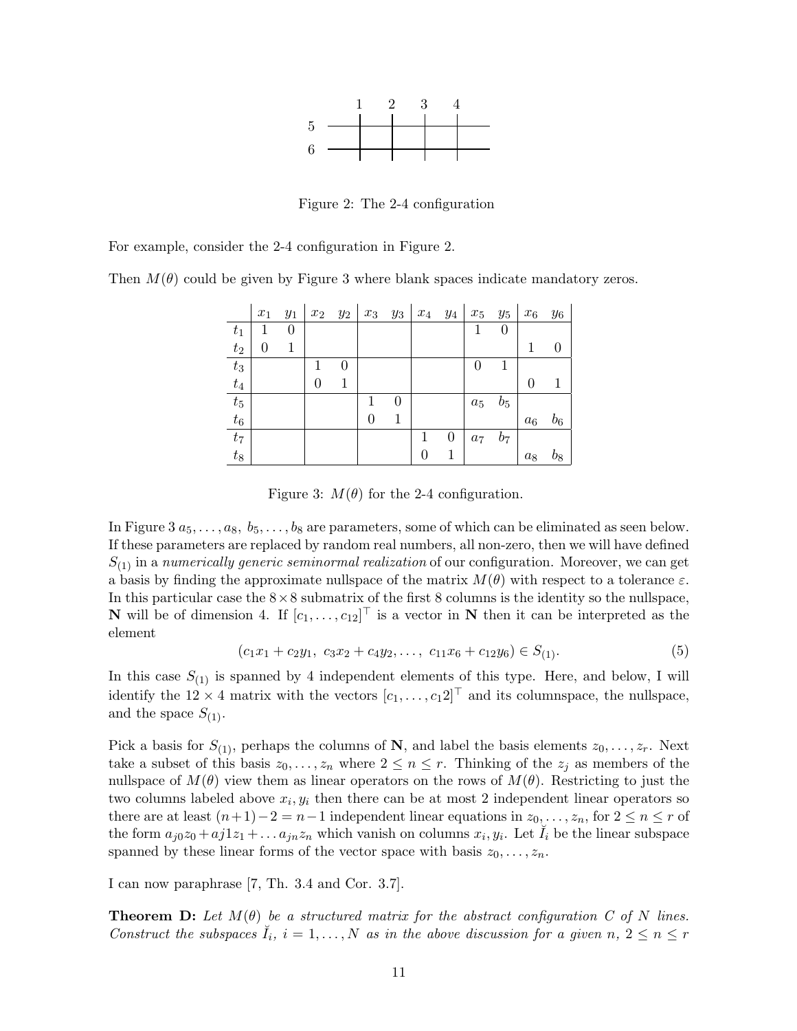Figure 2: The 2-4 configuration

For example, consider the 2-4 configuration in Figure 2.

Then $M(\theta)$ could be given by Figure 3 where blank spaces indicate mandatory zeros.

| | $x_1$ | $y_1$ | $x_2$ | $y_2$ | $x_3$ | $y_3$ | $x_4$ | $y_4$ | $x_5$ | $y_5$ | $x_6$ | $y_6$ |
|---|---|---|---|---|---|---|---|---|---|---|---|---|
| $t_1$ | 1 | 0 | | | | | | | 1 | 0 | | |
| $t_2$ | 0 | 1 | | | | | | | | | 1 | 0 |
| $t_3$ | | | 1 | 0 | | | | | 0 | 1 | | |
| $t_4$ | | | 0 | 1 | | | | | | | 0 | 1 |
| $t_5$ | | | | | 1 | 0 | | | $a_5$ | $b_5$ | | |
| $t_6$ | | | | | 0 | 1 | | | | | $a_6$ | $b_6$ |
| $t_7$ | | | | | | | 1 | 0 | $a_7$ | $b_7$ | | |
| $t_8$ | | | | | | | 0 | 1 | | | $a_8$ | $b_8$ |

Figure 3: $M(\theta)$ for the 2-4 configuration.

In Figure 3 $a_5, \ldots, a_8,\ b_5, \ldots, b_8$ are parameters, some of which can be eliminated as seen below. If these parameters are replaced by random real numbers, all non-zero, then we will have defined $S_{(1)}$ in a *numerically generic seminormal realization* of our configuration. Moreover, we can get a basis by finding the approximate nullspace of the matrix $M(\theta)$ with respect to a tolerance $\varepsilon$. In this particular case the $8 \times 8$ submatrix of the first 8 columns is the identity so the nullspace, **N** will be of dimension 4. If $[c_1, \ldots, c_{12}]^\top$ is a vector in **N** then it can be interpreted as the element

$$(c_1x_1 + c_2y_1,\ c_3x_2 + c_4y_2, \ldots,\ c_{11}x_6 + c_{12}y_6) \in S_{(1)}. \tag{5}$$

In this case $S_{(1)}$ is spanned by 4 independent elements of this type. Here, and below, I will identify the $12 \times 4$ matrix with the vectors $[c_1, \ldots, c_12]^\top$ and its columnspace, the nullspace, and the space $S_{(1)}$.

Pick a basis for $S_{(1)}$, perhaps the columns of **N**, and label the basis elements $z_0, \ldots, z_r$. Next take a subset of this basis $z_0, \ldots, z_n$ where $2 \le n \le r$. Thinking of the $z_j$ as members of the nullspace of $M(\theta)$ view them as linear operators on the rows of $M(\theta)$. Restricting to just the two columns labeled above $x_i, y_i$ then there can be at most 2 independent linear operators so there are at least $(n+1)-2 = n-1$ independent linear equations in $z_0, \ldots, z_n$, for $2 \le n \le r$ of the form $a_{j0}z_0 + aj1z_1 + \ldots a_{jn}z_n$ which vanish on columns $x_i, y_i$. Let $\breve{I}_i$ be the linear subspace spanned by these linear forms of the vector space with basis $z_0, \ldots, z_n$.

I can now paraphrase [7, Th. 3.4 and Cor. 3.7].

**Theorem D:** *Let $M(\theta)$ be a structured matrix for the abstract configuration $C$ of $N$ lines. Construct the subspaces $\breve{I}_i$, $i = 1, \ldots, N$ as in the above discussion for a given $n$, $2 \le n \le r$*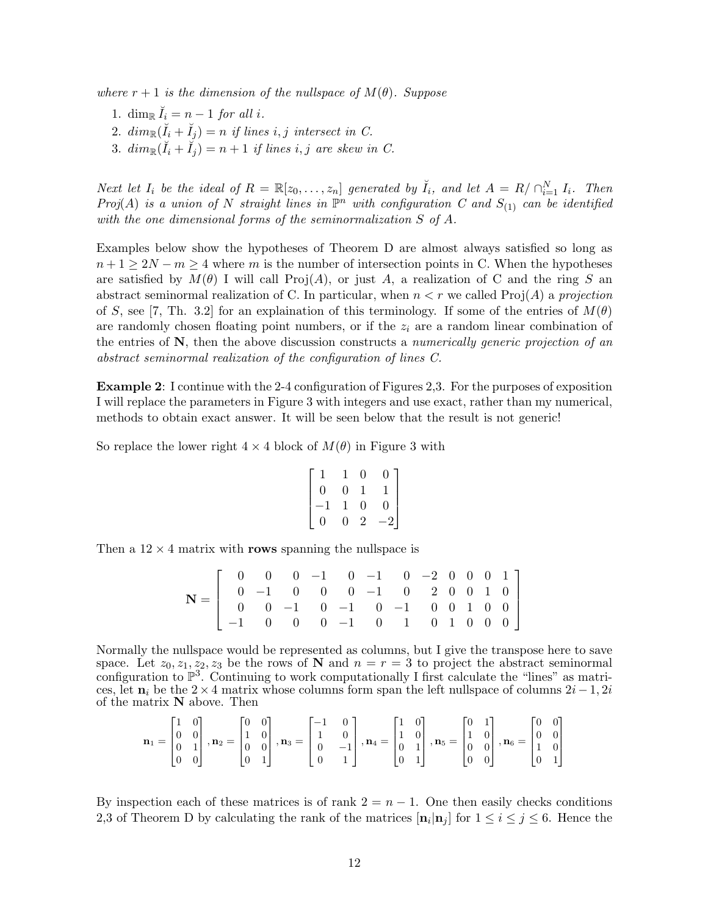*where $r+1$ is the dimension of the nullspace of $M(\theta)$. Suppose*

1. $\dim_{\mathbb{R}} \breve{I}_i = n-1$ *for all* $i$.
2. $\dim_{\mathbb{R}}(\breve{I}_i + \breve{I}_j) = n$ *if lines* $i, j$ *intersect in* $C$.
3. $\dim_{\mathbb{R}}(\breve{I}_i + \breve{I}_j) = n+1$ *if lines* $i, j$ *are skew in* $C$.

*Next let* $I_i$ *be the ideal of* $R = \mathbb{R}[z_0, \ldots, z_n]$ *generated by* $\breve{I}_i$*, and let* $A = R/\cap_{i=1}^{N} I_i$*. Then Proj*$(A)$ *is a union of* $N$ *straight lines in* $\mathbb{P}^n$ *with configuration* $C$ *and* $S_{(1)}$ *can be identified with the one dimensional forms of the seminormalization* $S$ *of* $A$*.*

Examples below show the hypotheses of Theorem D are almost always satisfied so long as $n+1 \geq 2N - m \geq 4$ where $m$ is the number of intersection points in C. When the hypotheses are satisfied by $M(\theta)$ I will call Proj$(A)$, or just $A$, a realization of C and the ring $S$ an abstract seminormal realization of C. In particular, when $n < r$ we called Proj$(A)$ a *projection* of $S$, see [7, Th. 3.2] for an explaination of this terminology. If some of the entries of $M(\theta)$ are randomly chosen floating point numbers, or if the $z_i$ are a random linear combination of the entries of $\mathbf{N}$, then the above discussion constructs a *numerically generic projection of an abstract seminormal realization of the configuration of lines C.*

**Example 2**: I continue with the 2-4 configuration of Figures 2,3. For the purposes of exposition I will replace the parameters in Figure 3 with integers and use exact, rather than my numerical, methods to obtain exact answer. It will be seen below that the result is not generic!

So replace the lower right $4 \times 4$ block of $M(\theta)$ in Figure 3 with

$$\begin{bmatrix} 1 & 1 & 0 & 0 \\ 0 & 0 & 1 & 1 \\ -1 & 1 & 0 & 0 \\ 0 & 0 & 2 & -2 \end{bmatrix}$$

Then a $12 \times 4$ matrix with **rows** spanning the nullspace is

$$\mathbf{N} = \begin{bmatrix} 0 & 0 & 0 & -1 & 0 & -1 & 0 & -2 & 0 & 0 & 0 & 1 \\ 0 & -1 & 0 & 0 & 0 & -1 & 0 & 2 & 0 & 0 & 1 & 0 \\ 0 & 0 & -1 & 0 & -1 & 0 & -1 & 0 & 0 & 1 & 0 & 0 \\ -1 & 0 & 0 & 0 & -1 & 0 & 1 & 0 & 1 & 0 & 0 & 0 \end{bmatrix}$$

Normally the nullspace would be represented as columns, but I give the transpose here to save space. Let $z_0, z_1, z_2, z_3$ be the rows of $\mathbf{N}$ and $n = r = 3$ to project the abstract seminormal configuration to $\mathbb{P}^3$. Continuing to work computationally I first calculate the "lines" as matrices, let $\mathbf{n}_i$ be the $2 \times 4$ matrix whose columns form span the left nullspace of columns $2i-1, 2i$ of the matrix $\mathbf{N}$ above. Then

$$\mathbf{n}_1 = \begin{bmatrix} 1 & 0 \\ 0 & 0 \\ 0 & 1 \\ 0 & 0 \end{bmatrix}, \mathbf{n}_2 = \begin{bmatrix} 0 & 0 \\ 1 & 0 \\ 0 & 0 \\ 0 & 1 \end{bmatrix}, \mathbf{n}_3 = \begin{bmatrix} -1 & 0 \\ 1 & 0 \\ 0 & -1 \\ 0 & 1 \end{bmatrix}, \mathbf{n}_4 = \begin{bmatrix} 1 & 0 \\ 1 & 0 \\ 0 & 1 \\ 0 & 1 \end{bmatrix}, \mathbf{n}_5 = \begin{bmatrix} 0 & 1 \\ 1 & 0 \\ 0 & 0 \\ 0 & 0 \end{bmatrix}, \mathbf{n}_6 = \begin{bmatrix} 0 & 0 \\ 0 & 0 \\ 1 & 0 \\ 0 & 1 \end{bmatrix}$$

By inspection each of these matrices is of rank $2 = n-1$. One then easily checks conditions 2,3 of Theorem D by calculating the rank of the matrices $[\mathbf{n}_i | \mathbf{n}_j]$ for $1 \leq i \leq j \leq 6$. Hence the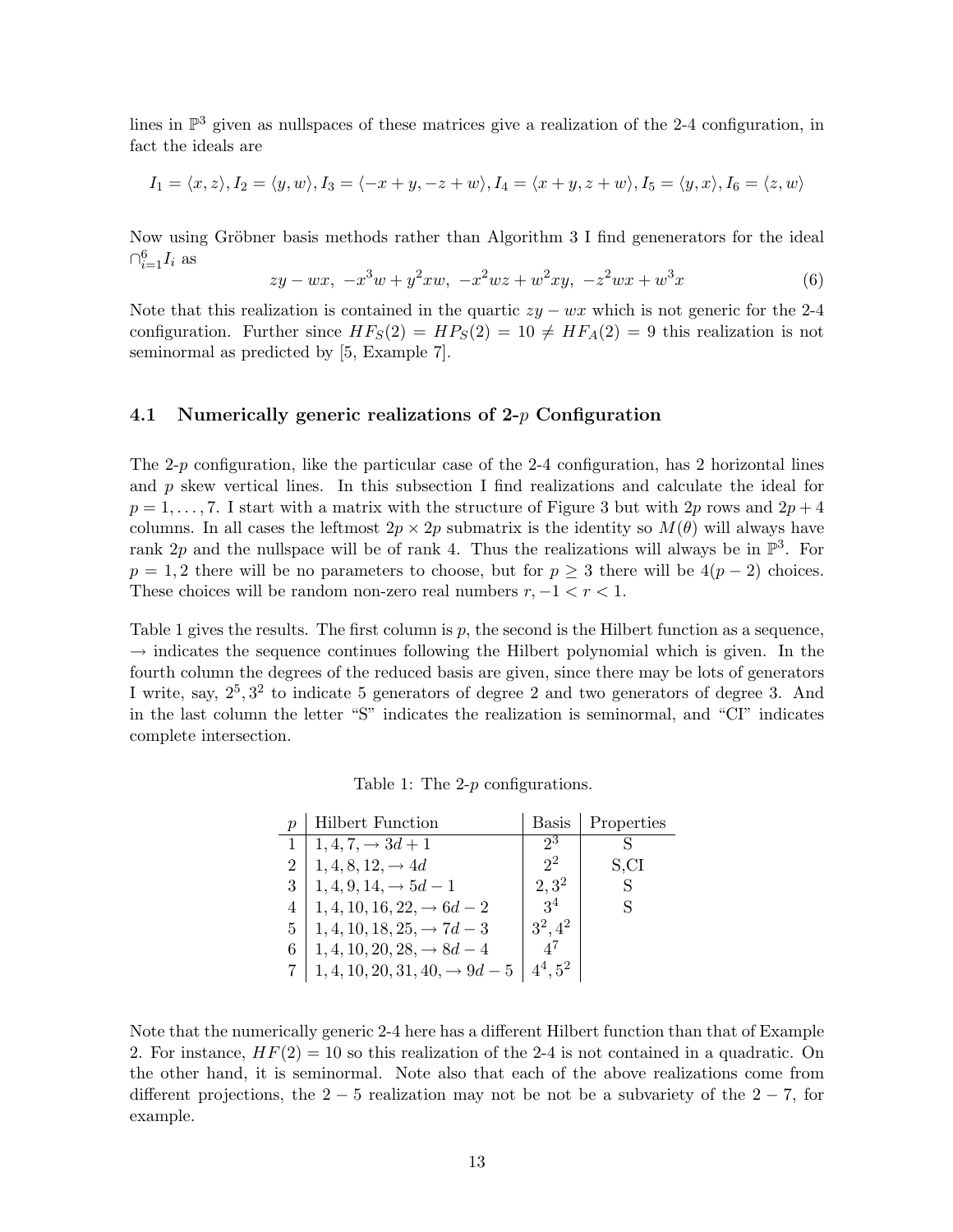lines in $\mathbb{P}^3$ given as nullspaces of these matrices give a realization of the 2-4 configuration, in fact the ideals are

$$I_1 = \langle x, z\rangle, I_2 = \langle y, w\rangle, I_3 = \langle -x + y, -z + w\rangle, I_4 = \langle x + y, z + w\rangle, I_5 = \langle y, x\rangle, I_6 = \langle z, w\rangle$$

Now using Gröbner basis methods rather than Algorithm 3 I find genenerators for the ideal $\cap_{i=1}^{6} I_i$ as

$$zy - wx, \; -x^3w + y^2xw, \; -x^2wz + w^2xy, \; -z^2wx + w^3x \tag{6}$$

Note that this realization is contained in the quartic $zy - wx$ which is not generic for the 2-4 configuration. Further since $HF_S(2) = HP_S(2) = 10 \neq HF_A(2) = 9$ this realization is not seminormal as predicted by [5, Example 7].

### 4.1 Numerically generic realizations of 2-$p$ Configuration

The 2-$p$ configuration, like the particular case of the 2-4 configuration, has 2 horizontal lines and $p$ skew vertical lines. In this subsection I find realizations and calculate the ideal for $p = 1, \ldots, 7$. I start with a matrix with the structure of Figure 3 but with $2p$ rows and $2p + 4$ columns. In all cases the leftmost $2p \times 2p$ submatrix is the identity so $M(\theta)$ will always have rank $2p$ and the nullspace will be of rank 4. Thus the realizations will always be in $\mathbb{P}^3$. For $p = 1, 2$ there will be no parameters to choose, but for $p \geq 3$ there will be $4(p - 2)$ choices. These choices will be random non-zero real numbers $r, -1 < r < 1$.

Table 1 gives the results. The first column is $p$, the second is the Hilbert function as a sequence, $\rightarrow$ indicates the sequence continues following the Hilbert polynomial which is given. In the fourth column the degrees of the reduced basis are given, since there may be lots of generators I write, say, $2^5, 3^2$ to indicate 5 generators of degree 2 and two generators of degree 3. And in the last column the letter "S" indicates the realization is seminormal, and "CI" indicates complete intersection.

Table 1: The 2-$p$ configurations.

| $p$ | Hilbert Function | Basis | Properties |
|---|---|---|---|
| 1 | $1, 4, 7, \rightarrow 3d + 1$ | $2^3$ | S |
| 2 | $1, 4, 8, 12, \rightarrow 4d$ | $2^2$ | S,CI |
| 3 | $1, 4, 9, 14, \rightarrow 5d - 1$ | $2, 3^2$ | S |
| 4 | $1, 4, 10, 16, 22, \rightarrow 6d - 2$ | $3^4$ | S |
| 5 | $1, 4, 10, 18, 25, \rightarrow 7d - 3$ | $3^2, 4^2$ | |
| 6 | $1, 4, 10, 20, 28, \rightarrow 8d - 4$ | $4^7$ | |
| 7 | $1, 4, 10, 20, 31, 40, \rightarrow 9d - 5$ | $4^4, 5^2$ | |

Note that the numerically generic 2-4 here has a different Hilbert function than that of Example 2. For instance, $HF(2) = 10$ so this realization of the 2-4 is not contained in a quadratic. On the other hand, it is seminormal. Note also that each of the above realizations come from different projections, the $2 - 5$ realization may not be not be a subvariety of the $2 - 7$, for example.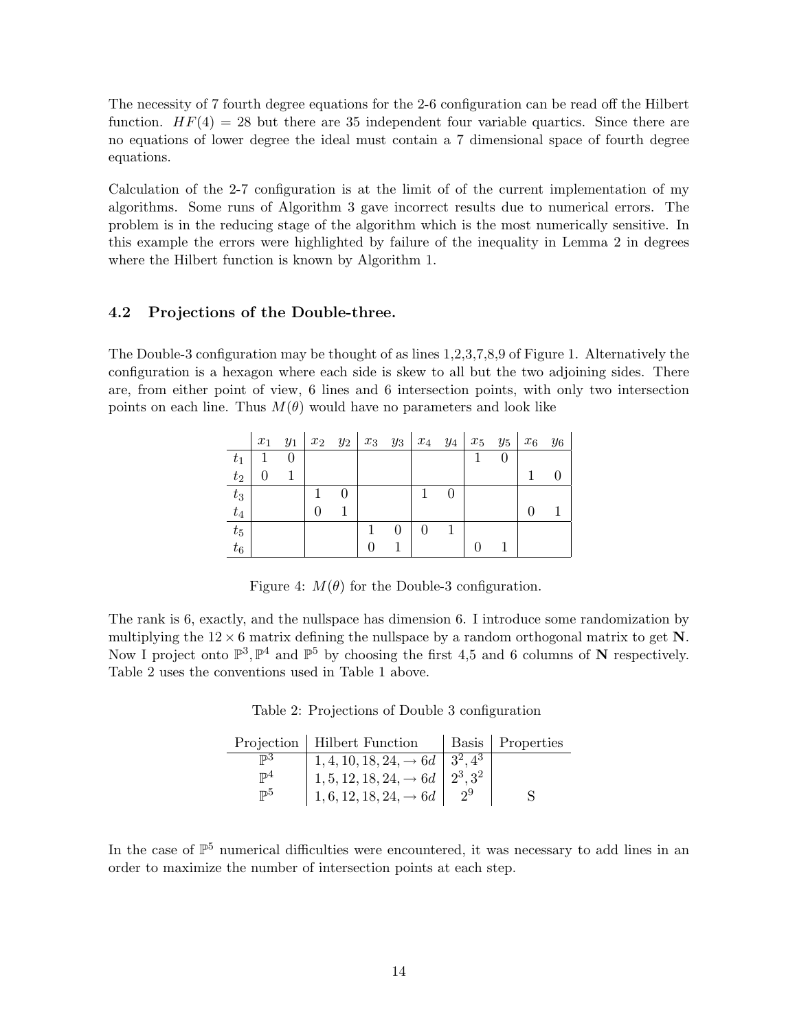The necessity of 7 fourth degree equations for the 2-6 configuration can be read off the Hilbert function. $HF(4) = 28$ but there are 35 independent four variable quartics. Since there are no equations of lower degree the ideal must contain a 7 dimensional space of fourth degree equations.

Calculation of the 2-7 configuration is at the limit of of the current implementation of my algorithms. Some runs of Algorithm 3 gave incorrect results due to numerical errors. The problem is in the reducing stage of the algorithm which is the most numerically sensitive. In this example the errors were highlighted by failure of the inequality in Lemma 2 in degrees where the Hilbert function is known by Algorithm 1.

### 4.2 Projections of the Double-three.

The Double-3 configuration may be thought of as lines 1,2,3,7,8,9 of Figure 1. Alternatively the configuration is a hexagon where each side is skew to all but the two adjoining sides. There are, from either point of view, 6 lines and 6 intersection points, with only two intersection points on each line. Thus $M(\theta)$ would have no parameters and look like

| | $x_1$ | $y_1$ | $x_2$ | $y_2$ | $x_3$ | $y_3$ | $x_4$ | $y_4$ | $x_5$ | $y_5$ | $x_6$ | $y_6$ |
|---|---|---|---|---|---|---|---|---|---|---|---|---|
| $t_1$ | 1 | 0 | | | | | | | 1 | 0 | | |
| $t_2$ | 0 | 1 | | | | | | | | | 1 | 0 |
| $t_3$ | | | 1 | 0 | | | 1 | 0 | | | | |
| $t_4$ | | | 0 | 1 | | | | | | | 0 | 1 |
| $t_5$ | | | | | 1 | 0 | 0 | 1 | | | | |
| $t_6$ | | | | | 0 | 1 | | | 0 | 1 | | |

Figure 4: $M(\theta)$ for the Double-3 configuration.

The rank is 6, exactly, and the nullspace has dimension 6. I introduce some randomization by multiplying the $12 \times 6$ matrix defining the nullspace by a random orthogonal matrix to get $\mathbf{N}$. Now I project onto $\mathbb{P}^3, \mathbb{P}^4$ and $\mathbb{P}^5$ by choosing the first 4,5 and 6 columns of $\mathbf{N}$ respectively. Table 2 uses the conventions used in Table 1 above.

Table 2: Projections of Double 3 configuration

| Projection | Hilbert Function | Basis | Properties |
|---|---|---|---|
| $\mathbb{P}^3$ | $1, 4, 10, 18, 24, \rightarrow 6d$ | $3^2, 4^3$ | |
| $\mathbb{P}^4$ | $1, 5, 12, 18, 24, \rightarrow 6d$ | $2^3, 3^2$ | |
| $\mathbb{P}^5$ | $1, 6, 12, 18, 24, \rightarrow 6d$ | $2^9$ | S |

In the case of $\mathbb{P}^5$ numerical difficulties were encountered, it was necessary to add lines in an order to maximize the number of intersection points at each step.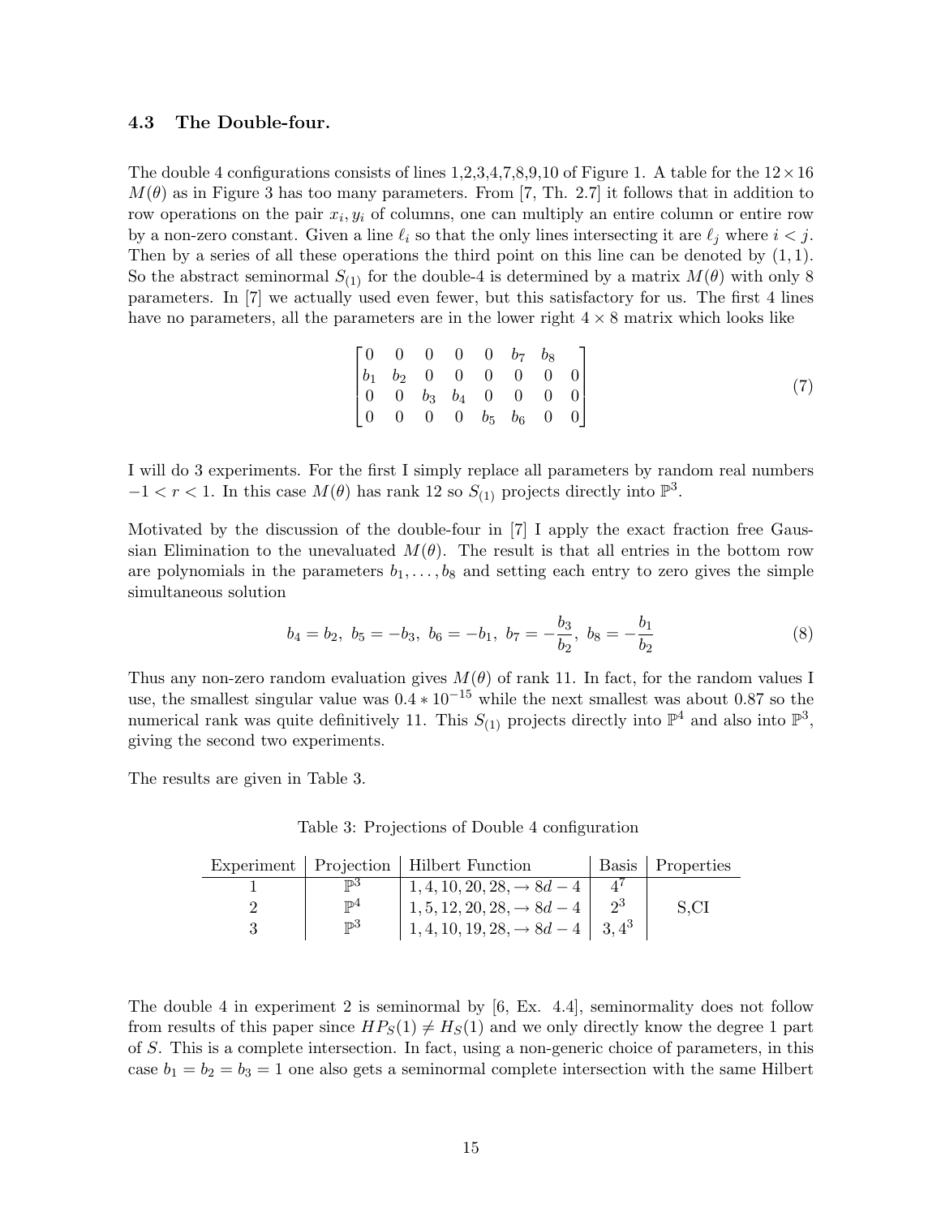### 4.3 The Double-four.

The double 4 configurations consists of lines 1,2,3,4,7,8,9,10 of Figure 1. A table for the $12 \times 16$ $M(\theta)$ as in Figure 3 has too many parameters. From [7, Th. 2.7] it follows that in addition to row operations on the pair $x_i, y_i$ of columns, one can multiply an entire column or entire row by a non-zero constant. Given a line $\ell_i$ so that the only lines intersecting it are $\ell_j$ where $i < j$. Then by a series of all these operations the third point on this line can be denoted by $(1, 1)$. So the abstract seminormal $S_{(1)}$ for the double-4 is determined by a matrix $M(\theta)$ with only 8 parameters. In [7] we actually used even fewer, but this satisfactory for us. The first 4 lines have no parameters, all the parameters are in the lower right $4 \times 8$ matrix which looks like

$$\begin{bmatrix} 0 & 0 & 0 & 0 & 0 & b_7 & b_8 & \\ b_1 & b_2 & 0 & 0 & 0 & 0 & 0 & 0 \\ 0 & 0 & b_3 & b_4 & 0 & 0 & 0 & 0 \\ 0 & 0 & 0 & 0 & b_5 & b_6 & 0 & 0 \end{bmatrix} \tag{7}$$

I will do 3 experiments. For the first I simply replace all parameters by random real numbers $-1 < r < 1$. In this case $M(\theta)$ has rank 12 so $S_{(1)}$ projects directly into $\mathbb{P}^3$.

Motivated by the discussion of the double-four in [7] I apply the exact fraction free Gaussian Elimination to the unevaluated $M(\theta)$. The result is that all entries in the bottom row are polynomials in the parameters $b_1, \ldots, b_8$ and setting each entry to zero gives the simple simultaneous solution

$$b_4 = b_2,\ b_5 = -b_3,\ b_6 = -b_1,\ b_7 = -\frac{b_3}{b_2},\ b_8 = -\frac{b_1}{b_2} \tag{8}$$

Thus any non-zero random evaluation gives $M(\theta)$ of rank 11. In fact, for the random values I use, the smallest singular value was $0.4 * 10^{-15}$ while the next smallest was about 0.87 so the numerical rank was quite definitively 11. This $S_{(1)}$ projects directly into $\mathbb{P}^4$ and also into $\mathbb{P}^3$, giving the second two experiments.

The results are given in Table 3.

Table 3: Projections of Double 4 configuration

| Experiment | Projection | Hilbert Function | Basis | Properties |
|---|---|---|---|---|
| 1 | $\mathbb{P}^3$ | $1, 4, 10, 20, 28, \to 8d-4$ | $4^7$ | |
| 2 | $\mathbb{P}^4$ | $1, 5, 12, 20, 28, \to 8d-4$ | $2^3$ | S,CI |
| 3 | $\mathbb{P}^3$ | $1, 4, 10, 19, 28, \to 8d-4$ | $3, 4^3$ | |

The double 4 in experiment 2 is seminormal by [6, Ex. 4.4], seminormality does not follow from results of this paper since $HP_S(1) \neq H_S(1)$ and we only directly know the degree 1 part of $S$. This is a complete intersection. In fact, using a non-generic choice of parameters, in this case $b_1 = b_2 = b_3 = 1$ one also gets a seminormal complete intersection with the same Hilbert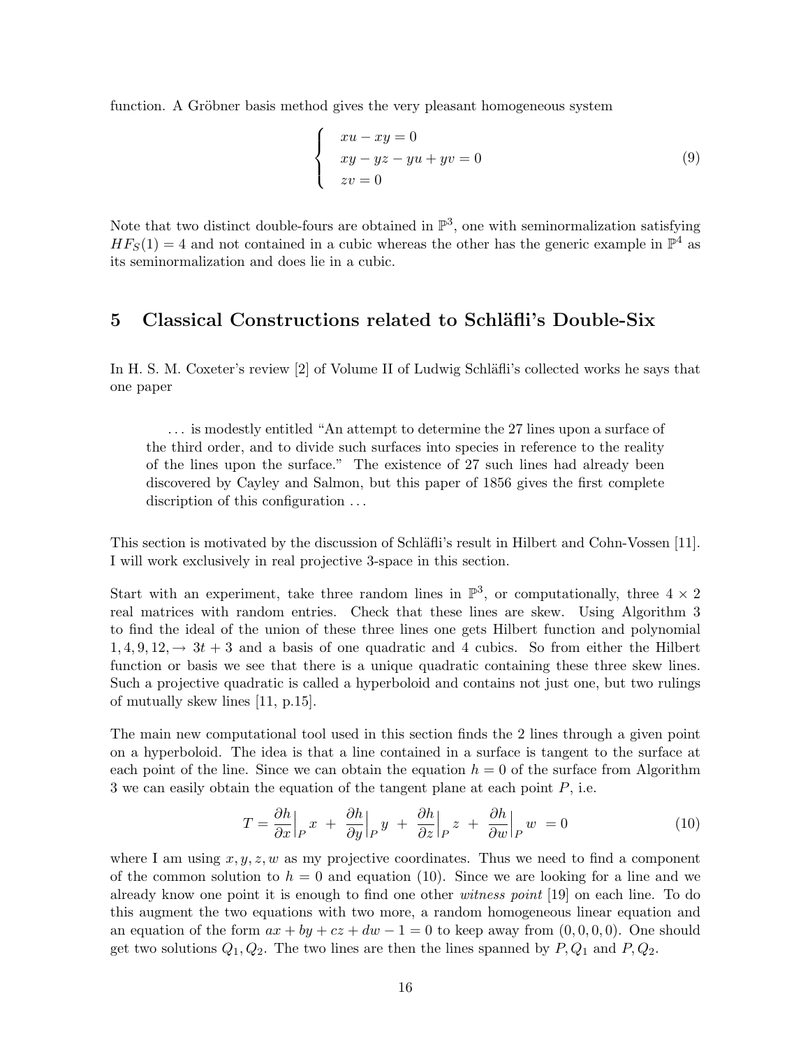function. A Gröbner basis method gives the very pleasant homogeneous system

$$\begin{cases} xu - xy = 0 \\ xy - yz - yu + yv = 0 \\ zv = 0 \end{cases} \tag{9}$$

Note that two distinct double-fours are obtained in $\mathbb{P}^3$, one with seminormalization satisfying $HF_S(1) = 4$ and not contained in a cubic whereas the other has the generic example in $\mathbb{P}^4$ as its seminormalization and does lie in a cubic.

## 5 Classical Constructions related to Schläfli's Double-Six

In H. S. M. Coxeter's review [2] of Volume II of Ludwig Schläfli's collected works he says that one paper

> ... is modestly entitled "An attempt to determine the 27 lines upon a surface of the third order, and to divide such surfaces into species in reference to the reality of the lines upon the surface." The existence of 27 such lines had already been discovered by Cayley and Salmon, but this paper of 1856 gives the first complete discription of this configuration ...

This section is motivated by the discussion of Schläfli's result in Hilbert and Cohn-Vossen [11]. I will work exclusively in real projective 3-space in this section.

Start with an experiment, take three random lines in $\mathbb{P}^3$, or computationally, three $4 \times 2$ real matrices with random entries. Check that these lines are skew. Using Algorithm 3 to find the ideal of the union of these three lines one gets Hilbert function and polynomial $1, 4, 9, 12, \rightarrow 3t + 3$ and a basis of one quadratic and 4 cubics. So from either the Hilbert function or basis we see that there is a unique quadratic containing these three skew lines. Such a projective quadratic is called a hyperboloid and contains not just one, but two rulings of mutually skew lines [11, p.15].

The main new computational tool used in this section finds the 2 lines through a given point on a hyperboloid. The idea is that a line contained in a surface is tangent to the surface at each point of the line. Since we can obtain the equation $h = 0$ of the surface from Algorithm 3 we can easily obtain the equation of the tangent plane at each point $P$, i.e.

$$T = \frac{\partial h}{\partial x}\Big|_P x \; + \; \frac{\partial h}{\partial y}\Big|_P y \; + \; \frac{\partial h}{\partial z}\Big|_P z \; + \; \frac{\partial h}{\partial w}\Big|_P w \; = 0 \tag{10}$$

where I am using $x, y, z, w$ as my projective coordinates. Thus we need to find a component of the common solution to $h = 0$ and equation (10). Since we are looking for a line and we already know one point it is enough to find one other *witness point* [19] on each line. To do this augment the two equations with two more, a random homogeneous linear equation and an equation of the form $ax + by + cz + dw - 1 = 0$ to keep away from $(0, 0, 0, 0)$. One should get two solutions $Q_1, Q_2$. The two lines are then the lines spanned by $P, Q_1$ and $P, Q_2$.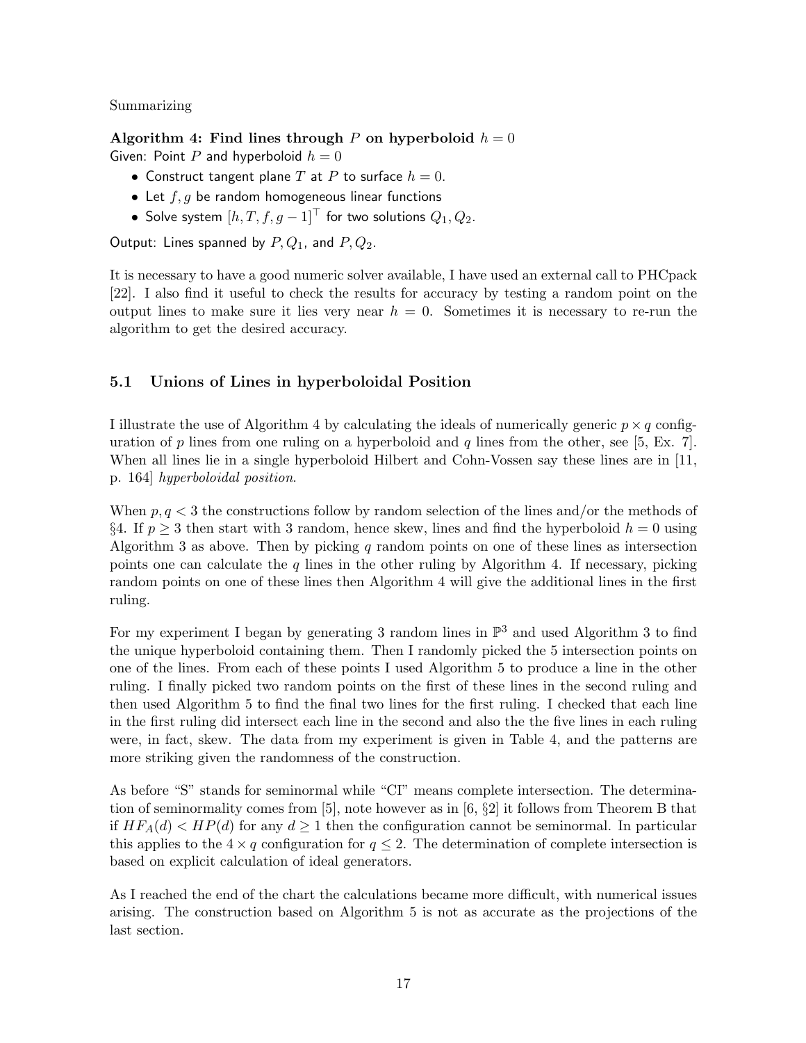Summarizing

**Algorithm 4: Find lines through $P$ on hyperboloid $h = 0$**
Given: Point $P$ and hyperboloid $h = 0$

- Construct tangent plane $T$ at $P$ to surface $h = 0$.
- Let $f, g$ be random homogeneous linear functions
- Solve system $[h, T, f, g-1]^\top$ for two solutions $Q_1, Q_2$.

Output: Lines spanned by $P, Q_1$, and $P, Q_2$.

It is necessary to have a good numeric solver available, I have used an external call to PHCpack [22]. I also find it useful to check the results for accuracy by testing a random point on the output lines to make sure it lies very near $h = 0$. Sometimes it is necessary to re-run the algorithm to get the desired accuracy.

## 5.1 Unions of Lines in hyperboloidal Position

I illustrate the use of Algorithm 4 by calculating the ideals of numerically generic $p \times q$ configuration of $p$ lines from one ruling on a hyperboloid and $q$ lines from the other, see [5, Ex. 7]. When all lines lie in a single hyperboloid Hilbert and Cohn-Vossen say these lines are in [11, p. 164] *hyperboloidal position*.

When $p, q < 3$ the constructions follow by random selection of the lines and/or the methods of §4. If $p \geq 3$ then start with 3 random, hence skew, lines and find the hyperboloid $h = 0$ using Algorithm 3 as above. Then by picking $q$ random points on one of these lines as intersection points one can calculate the $q$ lines in the other ruling by Algorithm 4. If necessary, picking random points on one of these lines then Algorithm 4 will give the additional lines in the first ruling.

For my experiment I began by generating 3 random lines in $\mathbb{P}^3$ and used Algorithm 3 to find the unique hyperboloid containing them. Then I randomly picked the 5 intersection points on one of the lines. From each of these points I used Algorithm 5 to produce a line in the other ruling. I finally picked two random points on the first of these lines in the second ruling and then used Algorithm 5 to find the final two lines for the first ruling. I checked that each line in the first ruling did intersect each line in the second and also the the five lines in each ruling were, in fact, skew. The data from my experiment is given in Table 4, and the patterns are more striking given the randomness of the construction.

As before "S" stands for seminormal while "CI" means complete intersection. The determination of seminormality comes from [5], note however as in [6, §2] it follows from Theorem B that if $HF_A(d) < HP(d)$ for any $d \geq 1$ then the configuration cannot be seminormal. In particular this applies to the $4 \times q$ configuration for $q \leq 2$. The determination of complete intersection is based on explicit calculation of ideal generators.

As I reached the end of the chart the calculations became more difficult, with numerical issues arising. The construction based on Algorithm 5 is not as accurate as the projections of the last section.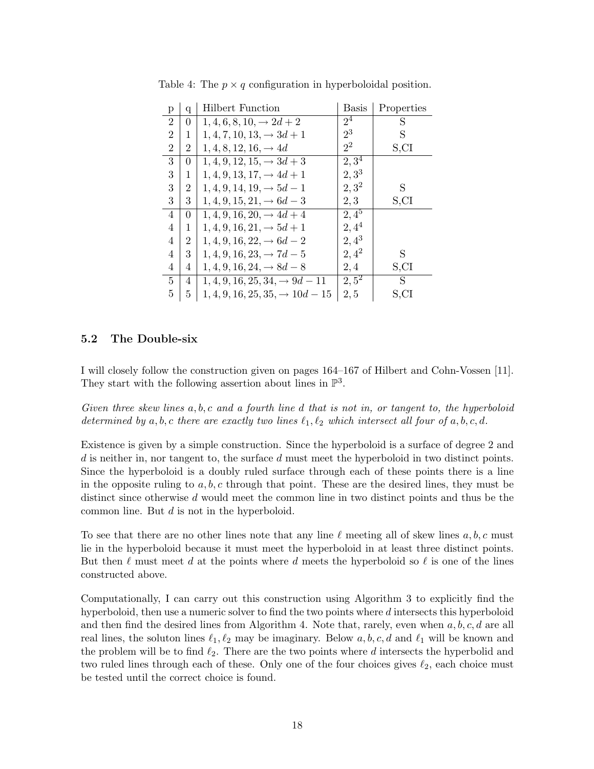Table 4: The $p \times q$ configuration in hyperboloidal position.

| p | q | Hilbert Function | Basis | Properties |
|---|---|---|---|---|
| 2 | 0 | $1, 4, 6, 8, 10, \to 2d + 2$ | $2^4$ | S |
| 2 | 1 | $1, 4, 7, 10, 13, \to 3d + 1$ | $2^3$ | S |
| 2 | 2 | $1, 4, 8, 12, 16, \to 4d$ | $2^2$ | S,CI |
| 3 | 0 | $1, 4, 9, 12, 15, \to 3d + 3$ | $2, 3^4$ | |
| 3 | 1 | $1, 4, 9, 13, 17, \to 4d + 1$ | $2, 3^3$ | |
| 3 | 2 | $1, 4, 9, 14, 19, \to 5d - 1$ | $2, 3^2$ | S |
| 3 | 3 | $1, 4, 9, 15, 21, \to 6d - 3$ | $2, 3$ | S,CI |
| 4 | 0 | $1, 4, 9, 16, 20, \to 4d + 4$ | $2, 4^5$ | |
| 4 | 1 | $1, 4, 9, 16, 21, \to 5d + 1$ | $2, 4^4$ | |
| 4 | 2 | $1, 4, 9, 16, 22, \to 6d - 2$ | $2, 4^3$ | |
| 4 | 3 | $1, 4, 9, 16, 23, \to 7d - 5$ | $2, 4^2$ | S |
| 4 | 4 | $1, 4, 9, 16, 24, \to 8d - 8$ | $2, 4$ | S,CI |
| 5 | 4 | $1, 4, 9, 16, 25, 34, \to 9d - 11$ | $2, 5^2$ | S |
| 5 | 5 | $1, 4, 9, 16, 25, 35, \to 10d - 15$ | $2, 5$ | S,CI |

### 5.2 The Double-six

I will closely follow the construction given on pages 164–167 of Hilbert and Cohn-Vossen [11]. They start with the following assertion about lines in $\mathbb{P}^3$.

*Given three skew lines $a, b, c$ and a fourth line $d$ that is not in, or tangent to, the hyperboloid determined by $a, b, c$ there are exactly two lines $\ell_1, \ell_2$ which intersect all four of $a, b, c, d$.*

Existence is given by a simple construction. Since the hyperboloid is a surface of degree 2 and $d$ is neither in, nor tangent to, the surface $d$ must meet the hyperboloid in two distinct points. Since the hyperboloid is a doubly ruled surface through each of these points there is a line in the opposite ruling to $a, b, c$ through that point. These are the desired lines, they must be distinct since otherwise $d$ would meet the common line in two distinct points and thus be the common line. But $d$ is not in the hyperboloid.

To see that there are no other lines note that any line $\ell$ meeting all of skew lines $a, b, c$ must lie in the hyperboloid because it must meet the hyperboloid in at least three distinct points. But then $\ell$ must meet $d$ at the points where $d$ meets the hyperboloid so $\ell$ is one of the lines constructed above.

Computationally, I can carry out this construction using Algorithm 3 to explicitly find the hyperboloid, then use a numeric solver to find the two points where $d$ intersects this hyperboloid and then find the desired lines from Algorithm 4. Note that, rarely, even when $a, b, c, d$ are all real lines, the soluton lines $\ell_1, \ell_2$ may be imaginary. Below $a, b, c, d$ and $\ell_1$ will be known and the problem will be to find $\ell_2$. There are the two points where $d$ intersects the hyperbolid and two ruled lines through each of these. Only one of the four choices gives $\ell_2$, each choice must be tested until the correct choice is found.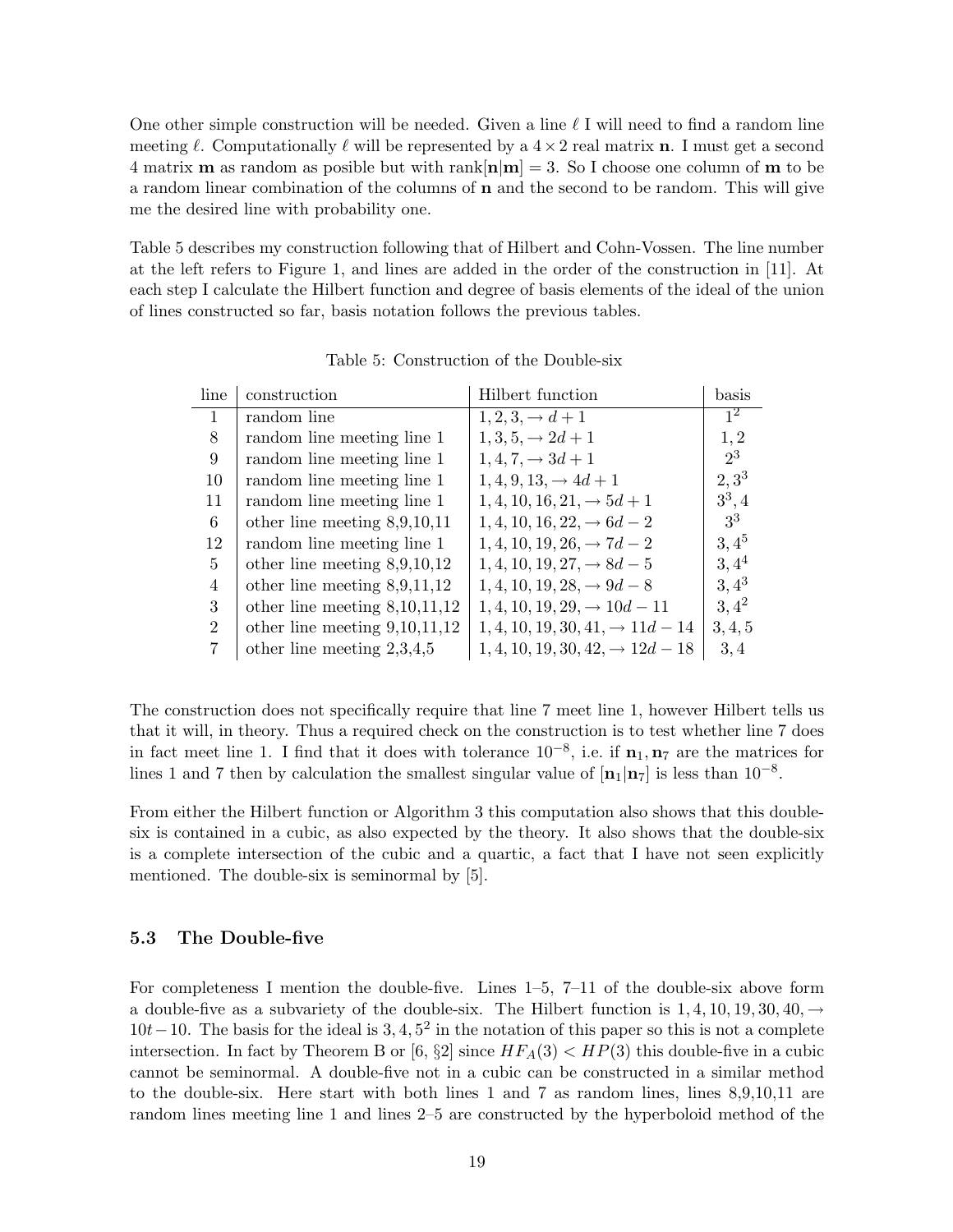One other simple construction will be needed. Given a line $\ell$ I will need to find a random line meeting $\ell$. Computationally $\ell$ will be represented by a $4 \times 2$ real matrix $\mathbf{n}$. I must get a second 4 matrix $\mathbf{m}$ as random as posible but with rank$[\mathbf{n}|\mathbf{m}] = 3$. So I choose one column of $\mathbf{m}$ to be a random linear combination of the columns of $\mathbf{n}$ and the second to be random. This will give me the desired line with probability one.

Table 5 describes my construction following that of Hilbert and Cohn-Vossen. The line number at the left refers to Figure 1, and lines are added in the order of the construction in [11]. At each step I calculate the Hilbert function and degree of basis elements of the ideal of the union of lines constructed so far, basis notation follows the previous tables.

Table 5: Construction of the Double-six

| line | construction | Hilbert function | basis |
|---|---|---|---|
| 1 | random line | $1, 2, 3, \to d+1$ | $1^2$ |
| 8 | random line meeting line 1 | $1, 3, 5, \to 2d+1$ | $1, 2$ |
| 9 | random line meeting line 1 | $1, 4, 7, \to 3d+1$ | $2^3$ |
| 10 | random line meeting line 1 | $1, 4, 9, 13, \to 4d+1$ | $2, 3^3$ |
| 11 | random line meeting line 1 | $1, 4, 10, 16, 21, \to 5d+1$ | $3^3, 4$ |
| 6 | other line meeting 8,9,10,11 | $1, 4, 10, 16, 22, \to 6d-2$ | $3^3$ |
| 12 | random line meeting line 1 | $1, 4, 10, 19, 26, \to 7d-2$ | $3, 4^5$ |
| 5 | other line meeting 8,9,10,12 | $1, 4, 10, 19, 27, \to 8d-5$ | $3, 4^4$ |
| 4 | other line meeting 8,9,11,12 | $1, 4, 10, 19, 28, \to 9d-8$ | $3, 4^3$ |
| 3 | other line meeting 8,10,11,12 | $1, 4, 10, 19, 29, \to 10d-11$ | $3, 4^2$ |
| 2 | other line meeting 9,10,11,12 | $1, 4, 10, 19, 30, 41, \to 11d-14$ | $3, 4, 5$ |
| 7 | other line meeting 2,3,4,5 | $1, 4, 10, 19, 30, 42, \to 12d-18$ | $3, 4$ |

The construction does not specifically require that line 7 meet line 1, however Hilbert tells us that it will, in theory. Thus a required check on the construction is to test whether line 7 does in fact meet line 1. I find that it does with tolerance $10^{-8}$, i.e. if $\mathbf{n}_1, \mathbf{n}_7$ are the matrices for lines 1 and 7 then by calculation the smallest singular value of $[\mathbf{n}_1|\mathbf{n}_7]$ is less than $10^{-8}$.

From either the Hilbert function or Algorithm 3 this computation also shows that this double-six is contained in a cubic, as also expected by the theory. It also shows that the double-six is a complete intersection of the cubic and a quartic, a fact that I have not seen explicitly mentioned. The double-six is seminormal by [5].

### 5.3 The Double-five

For completeness I mention the double-five. Lines 1–5, 7–11 of the double-six above form a double-five as a subvariety of the double-six. The Hilbert function is $1, 4, 10, 19, 30, 40, \to 10t-10$. The basis for the ideal is $3, 4, 5^2$ in the notation of this paper so this is not a complete intersection. In fact by Theorem B or [6, §2] since $HF_A(3) < HP(3)$ this double-five in a cubic cannot be seminormal. A double-five not in a cubic can be constructed in a similar method to the double-six. Here start with both lines 1 and 7 as random lines, lines 8,9,10,11 are random lines meeting line 1 and lines 2–5 are constructed by the hyperboloid method of the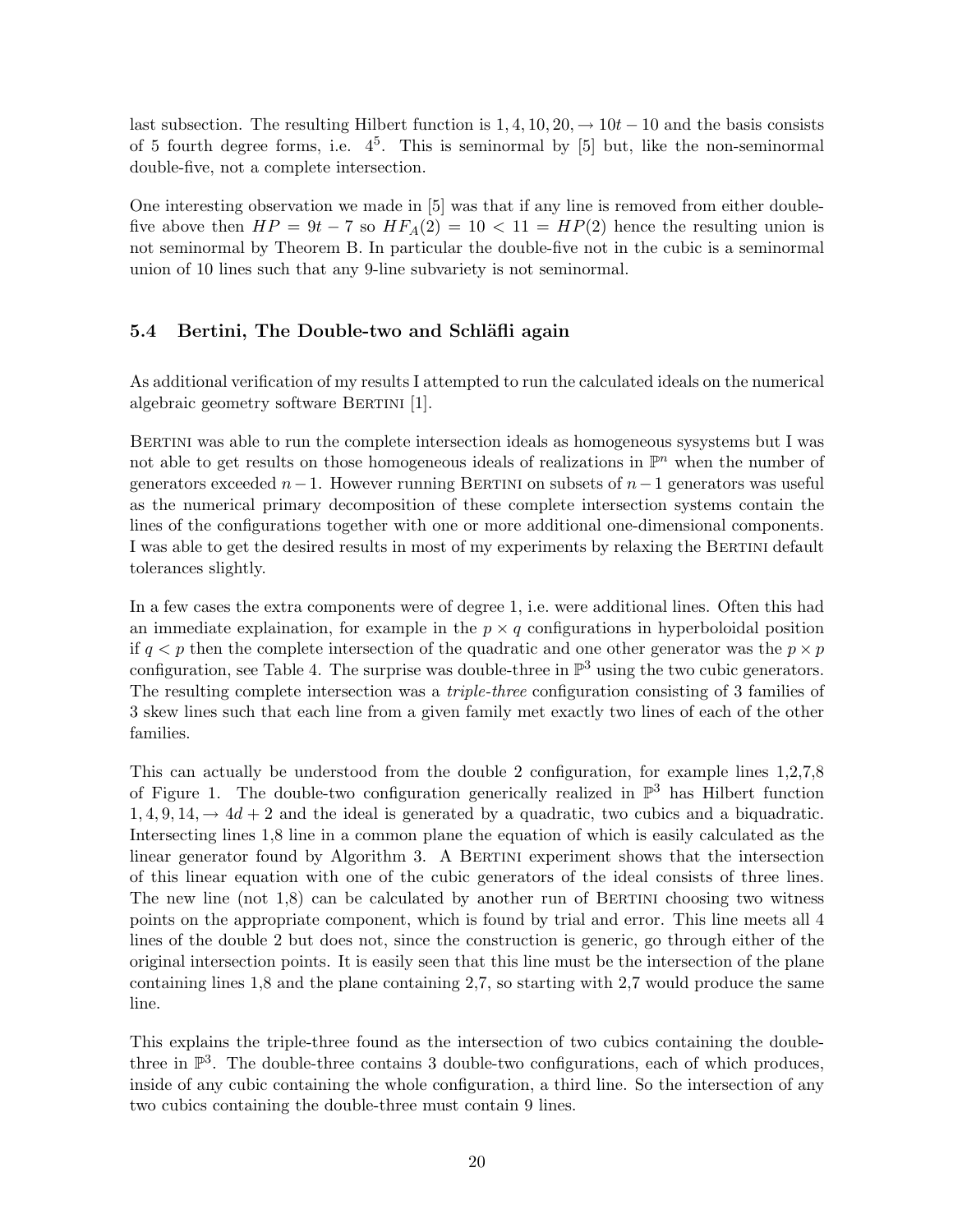last subsection. The resulting Hilbert function is $1, 4, 10, 20, \rightarrow 10t - 10$ and the basis consists of 5 fourth degree forms, i.e. $4^5$. This is seminormal by [5] but, like the non-seminormal double-five, not a complete intersection.

One interesting observation we made in [5] was that if any line is removed from either double-five above then $HP = 9t - 7$ so $HF_A(2) = 10 < 11 = HP(2)$ hence the resulting union is not seminormal by Theorem B. In particular the double-five not in the cubic is a seminormal union of 10 lines such that any 9-line subvariety is not seminormal.

### 5.4 Bertini, The Double-two and Schläfli again

As additional verification of my results I attempted to run the calculated ideals on the numerical algebraic geometry software Bertini [1].

Bertini was able to run the complete intersection ideals as homogeneous sysystems but I was not able to get results on those homogeneous ideals of realizations in $\mathbb{P}^n$ when the number of generators exceeded $n-1$. However running Bertini on subsets of $n-1$ generators was useful as the numerical primary decomposition of these complete intersection systems contain the lines of the configurations together with one or more additional one-dimensional components. I was able to get the desired results in most of my experiments by relaxing the Bertini default tolerances slightly.

In a few cases the extra components were of degree 1, i.e. were additional lines. Often this had an immediate explaination, for example in the $p \times q$ configurations in hyperboloidal position if $q < p$ then the complete intersection of the quadratic and one other generator was the $p \times p$ configuration, see Table 4. The surprise was double-three in $\mathbb{P}^3$ using the two cubic generators. The resulting complete intersection was a *triple-three* configuration consisting of 3 families of 3 skew lines such that each line from a given family met exactly two lines of each of the other families.

This can actually be understood from the double 2 configuration, for example lines 1,2,7,8 of Figure 1. The double-two configuration generically realized in $\mathbb{P}^3$ has Hilbert function $1, 4, 9, 14, \rightarrow 4d + 2$ and the ideal is generated by a quadratic, two cubics and a biquadratic. Intersecting lines 1,8 line in a common plane the equation of which is easily calculated as the linear generator found by Algorithm 3. A Bertini experiment shows that the intersection of this linear equation with one of the cubic generators of the ideal consists of three lines. The new line (not 1,8) can be calculated by another run of Bertini choosing two witness points on the appropriate component, which is found by trial and error. This line meets all 4 lines of the double 2 but does not, since the construction is generic, go through either of the original intersection points. It is easily seen that this line must be the intersection of the plane containing lines 1,8 and the plane containing 2,7, so starting with 2,7 would produce the same line.

This explains the triple-three found as the intersection of two cubics containing the double-three in $\mathbb{P}^3$. The double-three contains 3 double-two configurations, each of which produces, inside of any cubic containing the whole configuration, a third line. So the intersection of any two cubics containing the double-three must contain 9 lines.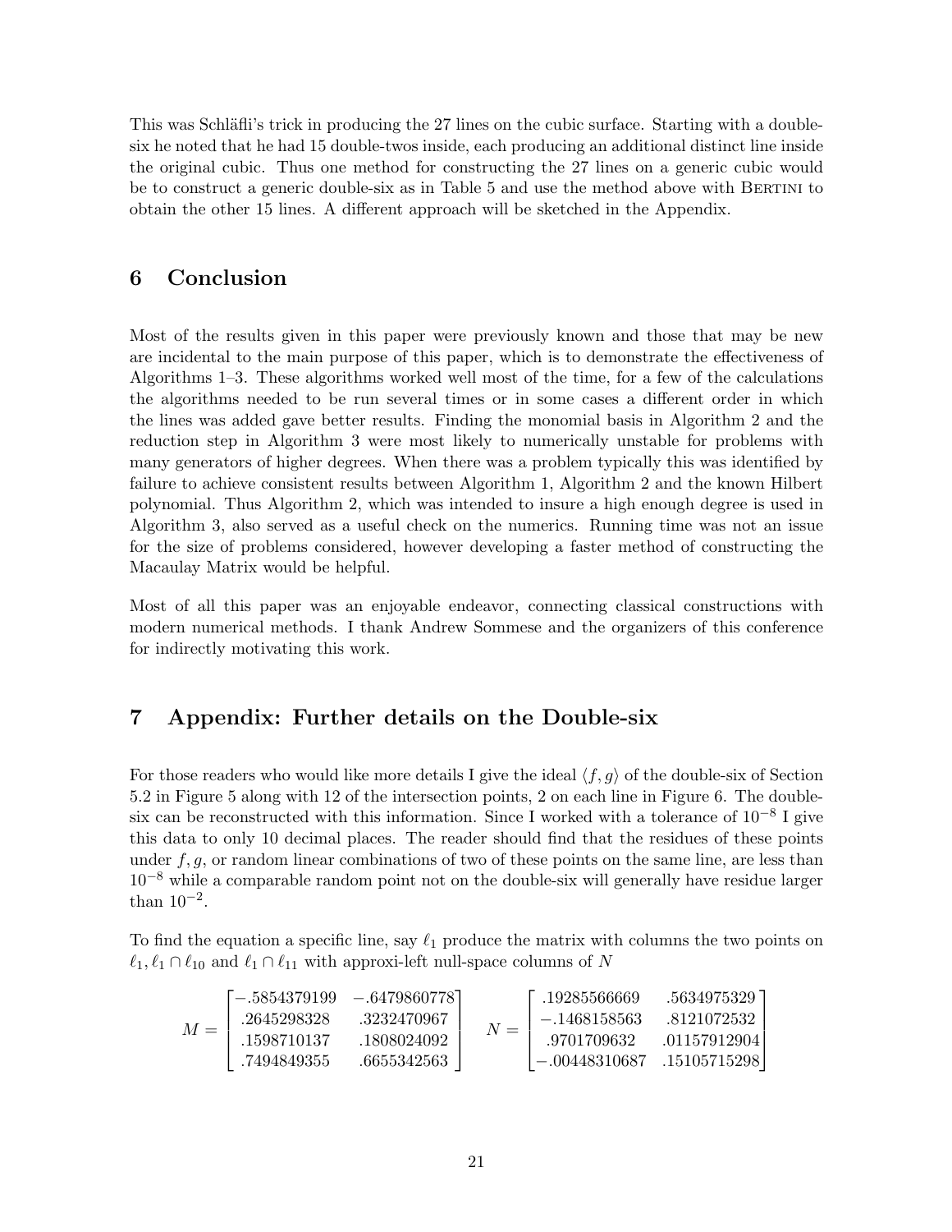This was Schläfli's trick in producing the 27 lines on the cubic surface. Starting with a double-six he noted that he had 15 double-twos inside, each producing an additional distinct line inside the original cubic. Thus one method for constructing the 27 lines on a generic cubic would be to construct a generic double-six as in Table 5 and use the method above with BERTINI to obtain the other 15 lines. A different approach will be sketched in the Appendix.

## 6 Conclusion

Most of the results given in this paper were previously known and those that may be new are incidental to the main purpose of this paper, which is to demonstrate the effectiveness of Algorithms 1–3. These algorithms worked well most of the time, for a few of the calculations the algorithms needed to be run several times or in some cases a different order in which the lines was added gave better results. Finding the monomial basis in Algorithm 2 and the reduction step in Algorithm 3 were most likely to numerically unstable for problems with many generators of higher degrees. When there was a problem typically this was identified by failure to achieve consistent results between Algorithm 1, Algorithm 2 and the known Hilbert polynomial. Thus Algorithm 2, which was intended to insure a high enough degree is used in Algorithm 3, also served as a useful check on the numerics. Running time was not an issue for the size of problems considered, however developing a faster method of constructing the Macaulay Matrix would be helpful.

Most of all this paper was an enjoyable endeavor, connecting classical constructions with modern numerical methods. I thank Andrew Sommese and the organizers of this conference for indirectly motivating this work.

## 7 Appendix: Further details on the Double-six

For those readers who would like more details I give the ideal $\langle f, g\rangle$ of the double-six of Section 5.2 in Figure 5 along with 12 of the intersection points, 2 on each line in Figure 6. The double-six can be reconstructed with this information. Since I worked with a tolerance of $10^{-8}$ I give this data to only 10 decimal places. The reader should find that the residues of these points under $f, g$, or random linear combinations of two of these points on the same line, are less than $10^{-8}$ while a comparable random point not on the double-six will generally have residue larger than $10^{-2}$.

To find the equation a specific line, say $\ell_1$ produce the matrix with columns the two points on $\ell_1, \ell_1 \cap \ell_{10}$ and $\ell_1 \cap \ell_{11}$ with approxi-left null-space columns of $N$

$$M = \begin{bmatrix} -.5854379199 & -.6479860778 \\ .2645298328 & .3232470967 \\ .1598710137 & .1808024092 \\ .7494849355 & .6655342563 \end{bmatrix} \quad N = \begin{bmatrix} .19285566669 & .5634975329 \\ -.1468158563 & .8121072532 \\ .9701709632 & .01157912904 \\ -.00448310687 & .15105715298 \end{bmatrix}$$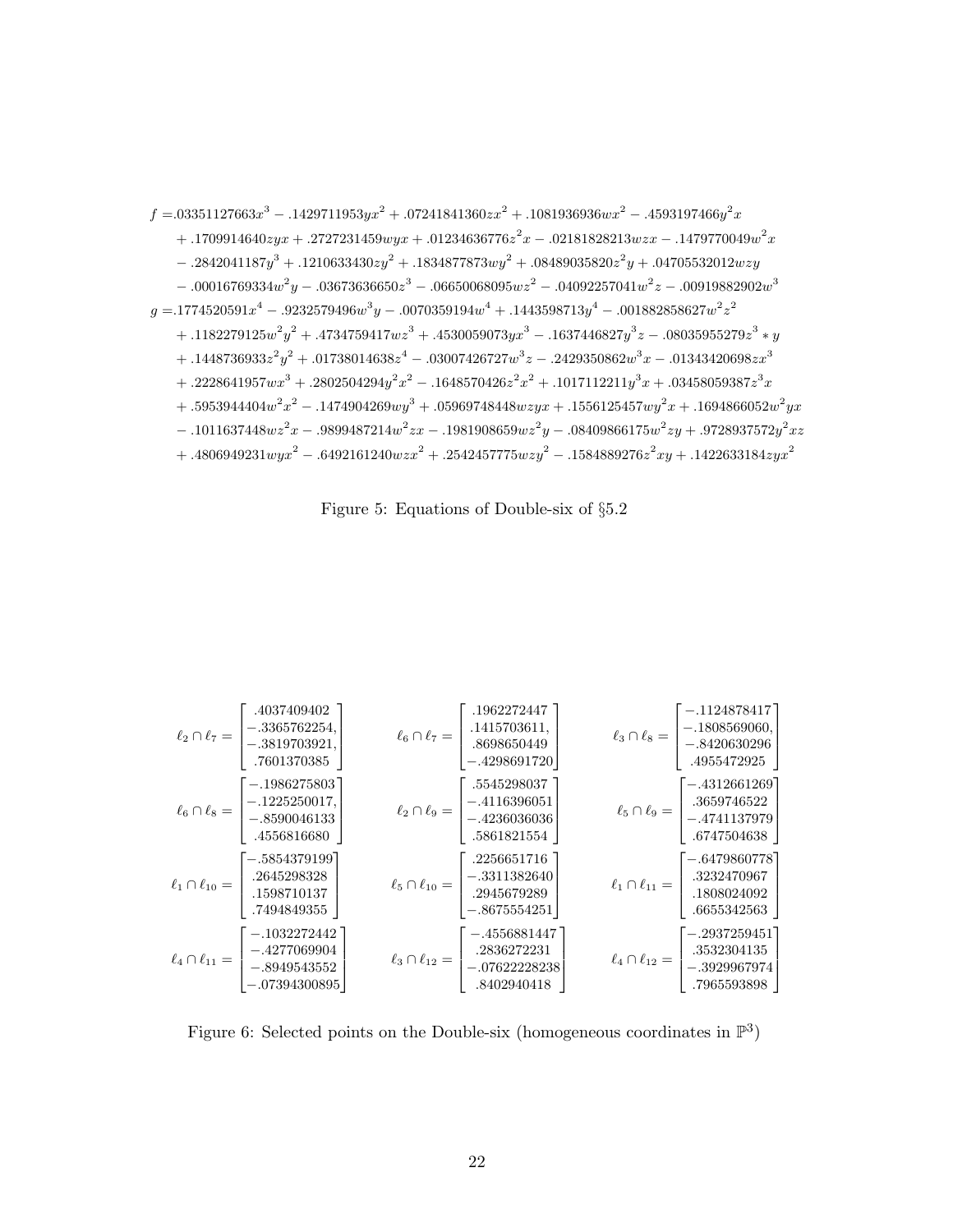$$
\begin{aligned}
f =& .03351127663x^3 - .1429711953yx^2 + .07241841360zx^2 + .1081936936wx^2 - .4593197466y^2x \\
&+ .1709914640zyx + .2727231459wyx + .01234636776z^2x - .02181828213wzx - .1479770049w^2x \\
&- .2842041187y^3 + .1210633430zy^2 + .1834877873wy^2 + .08489035820z^2y + .04705532012wzy \\
&- .00016769334w^2y - .03673636650z^3 - .06650068095wz^2 - .04092257041w^2z - .00919882902w^3 \\
g =& .1774520591x^4 - .9232579496w^3y - .0070359194w^4 + .1443598713y^4 - .001882858627w^2z^2 \\
&+ .1182279125w^2y^2 + .4734759417wz^3 + .4530059073yx^3 - .1637446827y^3z - .08035955279z^3 * y \\
&+ .1448736933z^2y^2 + .01738014638z^4 - .03007426727w^3z - .2429350862w^3x - .01343420698zx^3 \\
&+ .2228641957wx^3 + .2802504294y^2x^2 - .1648570426z^2x^2 + .1017112211y^3x + .03458059387z^3x \\
&+ .5953944404w^2x^2 - .1474904269wy^3 + .05969748448wzyx + .1556125457wy^2x + .1694866052w^2yx \\
&- .1011637448wz^2x - .9899487214w^2zx - .1981908659wz^2y - .08409866175w^2zy + .9728937572y^2xz \\
&+ .4806949231wyx^2 - .6492161240wzx^2 + .2542457775wzy^2 - .1584889276z^2xy + .1422633184zyx^2
\end{aligned}
$$

Figure 5: Equations of Double-six of §5.2

$$
\ell_2 \cap \ell_7 = \begin{bmatrix} .4037409402 \\ -.3365762254, \\ -.3819703921, \\ .7601370385 \end{bmatrix} \qquad
\ell_6 \cap \ell_7 = \begin{bmatrix} .1962272447 \\ .1415703611, \\ .8698650449 \\ -.4298691720 \end{bmatrix} \qquad
\ell_3 \cap \ell_8 = \begin{bmatrix} -.1124878417 \\ -.1808569060, \\ -.8420630296 \\ .4955472925 \end{bmatrix}
$$

$$
\ell_6 \cap \ell_8 = \begin{bmatrix} -.1986275803 \\ -.1225250017, \\ -.8590046133 \\ .4556816680 \end{bmatrix} \qquad
\ell_2 \cap \ell_9 = \begin{bmatrix} .5545298037 \\ -.4116396051 \\ -.4236036036 \\ .5861821554 \end{bmatrix} \qquad
\ell_5 \cap \ell_9 = \begin{bmatrix} -.4312661269 \\ .3659746522 \\ -.4741137979 \\ .6747504638 \end{bmatrix}
$$

$$
\ell_1 \cap \ell_{10} = \begin{bmatrix} -.5854379199 \\ .2645298328 \\ .1598710137 \\ .7494849355 \end{bmatrix} \qquad
\ell_5 \cap \ell_{10} = \begin{bmatrix} .2256651716 \\ -.3311382640 \\ .2945679289 \\ -.8675554251 \end{bmatrix} \qquad
\ell_1 \cap \ell_{11} = \begin{bmatrix} -.6479860778 \\ .3232470967 \\ .1808024092 \\ .6655342563 \end{bmatrix}
$$

$$
\ell_4 \cap \ell_{11} = \begin{bmatrix} -.1032272442 \\ -.4277069904 \\ -.8949543552 \\ -.07394300895 \end{bmatrix} \qquad
\ell_3 \cap \ell_{12} = \begin{bmatrix} -.4556881447 \\ .2836272231 \\ -.07622228238 \\ .8402940418 \end{bmatrix} \qquad
\ell_4 \cap \ell_{12} = \begin{bmatrix} -.2937259451 \\ .3532304135 \\ -.3929967974 \\ .7965593898 \end{bmatrix}
$$

Figure 6: Selected points on the Double-six (homogeneous coordinates in $\mathbb{P}^3$)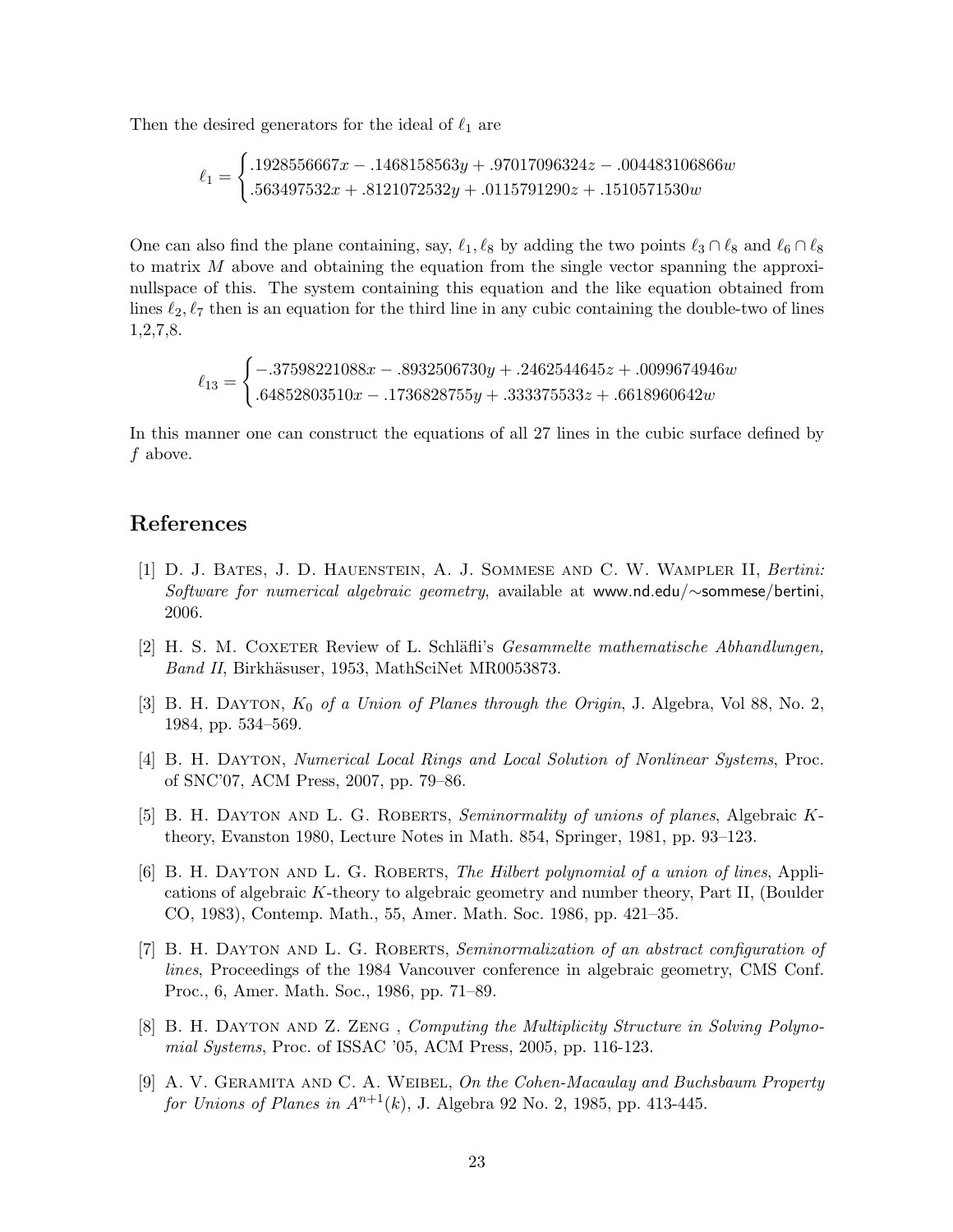Then the desired generators for the ideal of $\ell_1$ are

$$\ell_1 = \begin{cases} .1928556667x - .1468158563y + .97017096324z - .004483106866w \\ .563497532x + .8121072532y + .0115791290z + .1510571530w \end{cases}$$

One can also find the plane containing, say, $\ell_1, \ell_8$ by adding the two points $\ell_3 \cap \ell_8$ and $\ell_6 \cap \ell_8$ to matrix $M$ above and obtaining the equation from the single vector spanning the approxi-nullspace of this. The system containing this equation and the like equation obtained from lines $\ell_2, \ell_7$ then is an equation for the third line in any cubic containing the double-two of lines 1,2,7,8.

$$\ell_{13} = \begin{cases} -.37598221088x - .8932506730y + .2462544645z + .0099674946w \\ .64852803510x - .1736828755y + .333375533z + .6618960642w \end{cases}$$

In this manner one can construct the equations of all 27 lines in the cubic surface defined by $f$ above.

# References

[1] D. J. Bates, J. D. Hauenstein, A. J. Sommese and C. W. Wampler II, *Bertini: Software for numerical algebraic geometry*, available at www.nd.edu/∼sommese/bertini, 2006.

[2] H. S. M. Coxeter Review of L. Schläfli's *Gesammelte mathematische Abhandlungen, Band II*, Birkhäsuser, 1953, MathSciNet MR0053873.

[3] B. H. Dayton, *$K_0$ of a Union of Planes through the Origin*, J. Algebra, Vol 88, No. 2, 1984, pp. 534–569.

[4] B. H. Dayton, *Numerical Local Rings and Local Solution of Nonlinear Systems*, Proc. of SNC'07, ACM Press, 2007, pp. 79–86.

[5] B. H. Dayton and L. G. Roberts, *Seminormality of unions of planes*, Algebraic $K$-theory, Evanston 1980, Lecture Notes in Math. 854, Springer, 1981, pp. 93–123.

[6] B. H. Dayton and L. G. Roberts, *The Hilbert polynomial of a union of lines*, Applications of algebraic $K$-theory to algebraic geometry and number theory, Part II, (Boulder CO, 1983), Contemp. Math., 55, Amer. Math. Soc. 1986, pp. 421–35.

[7] B. H. Dayton and L. G. Roberts, *Seminormalization of an abstract configuration of lines*, Proceedings of the 1984 Vancouver conference in algebraic geometry, CMS Conf. Proc., 6, Amer. Math. Soc., 1986, pp. 71–89.

[8] B. H. Dayton and Z. Zeng , *Computing the Multiplicity Structure in Solving Polynomial Systems*, Proc. of ISSAC '05, ACM Press, 2005, pp. 116-123.

[9] A. V. Geramita and C. A. Weibel, *On the Cohen-Macaulay and Buchsbaum Property for Unions of Planes in $A^{n+1}(k)$*, J. Algebra 92 No. 2, 1985, pp. 413-445.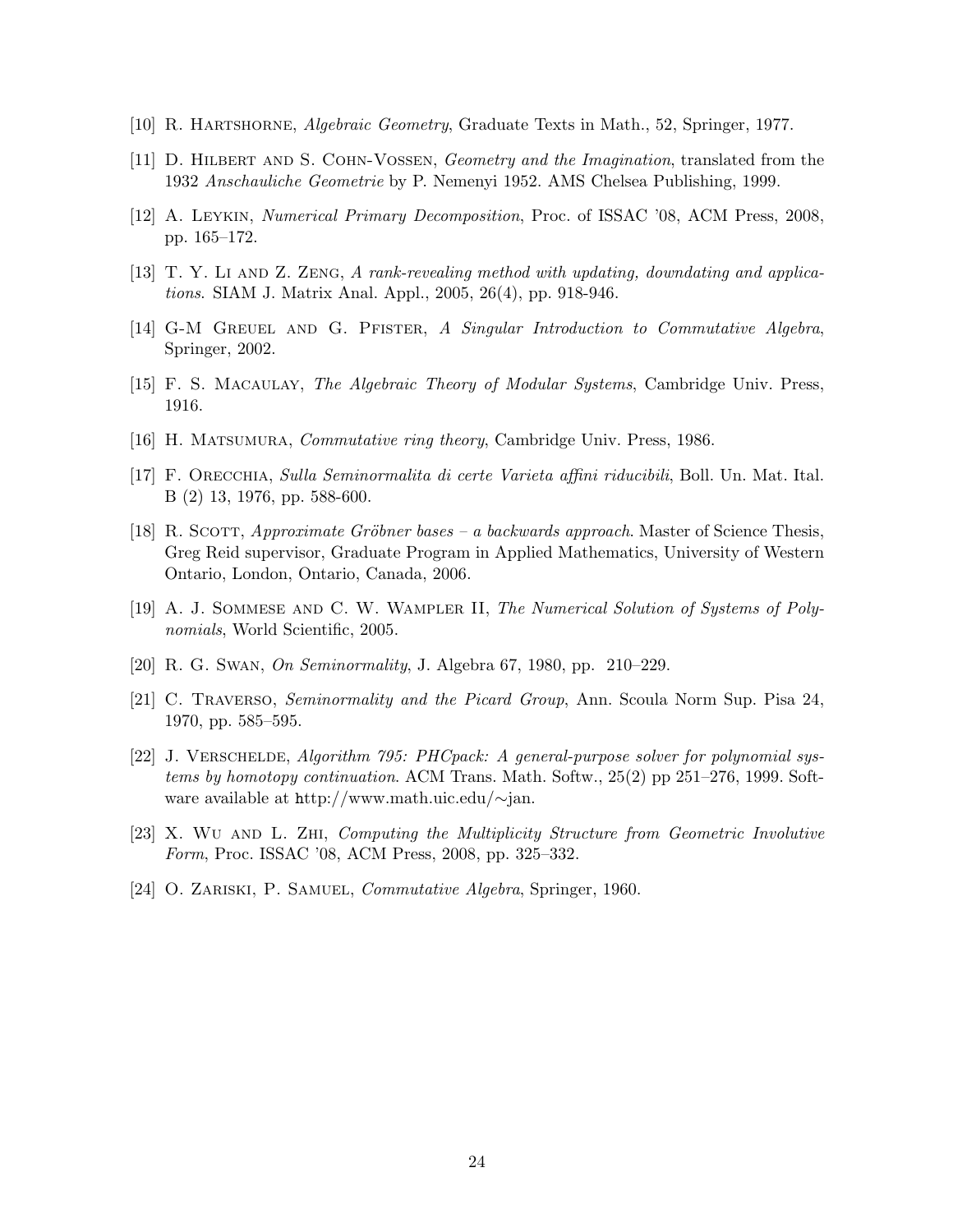[10] R. Hartshorne, *Algebraic Geometry*, Graduate Texts in Math., 52, Springer, 1977.

[11] D. Hilbert and S. Cohn-Vossen, *Geometry and the Imagination*, translated from the 1932 *Anschauliche Geometrie* by P. Nemenyi 1952. AMS Chelsea Publishing, 1999.

[12] A. Leykin, *Numerical Primary Decomposition*, Proc. of ISSAC '08, ACM Press, 2008, pp. 165–172.

[13] T. Y. Li and Z. Zeng, *A rank-revealing method with updating, downdating and applications*. SIAM J. Matrix Anal. Appl., 2005, 26(4), pp. 918-946.

[14] G-M Greuel and G. Pfister, *A Singular Introduction to Commutative Algebra*, Springer, 2002.

[15] F. S. Macaulay, *The Algebraic Theory of Modular Systems*, Cambridge Univ. Press, 1916.

[16] H. Matsumura, *Commutative ring theory*, Cambridge Univ. Press, 1986.

[17] F. Orecchia, *Sulla Seminormalita di certe Varieta affini riducibili*, Boll. Un. Mat. Ital. B (2) 13, 1976, pp. 588-600.

[18] R. Scott, *Approximate Gröbner bases – a backwards approach*. Master of Science Thesis, Greg Reid supervisor, Graduate Program in Applied Mathematics, University of Western Ontario, London, Ontario, Canada, 2006.

[19] A. J. Sommese and C. W. Wampler II, *The Numerical Solution of Systems of Polynomials*, World Scientific, 2005.

[20] R. G. Swan, *On Seminormality*, J. Algebra 67, 1980, pp. 210–229.

[21] C. Traverso, *Seminormality and the Picard Group*, Ann. Scoula Norm Sup. Pisa 24, 1970, pp. 585–595.

[22] J. Verschelde, *Algorithm 795: PHCpack: A general-purpose solver for polynomial systems by homotopy continuation*. ACM Trans. Math. Softw., 25(2) pp 251–276, 1999. Software available at http://www.math.uic.edu/∼jan.

[23] X. Wu and L. Zhi, *Computing the Multiplicity Structure from Geometric Involutive Form*, Proc. ISSAC '08, ACM Press, 2008, pp. 325–332.

[24] O. Zariski, P. Samuel, *Commutative Algebra*, Springer, 1960.